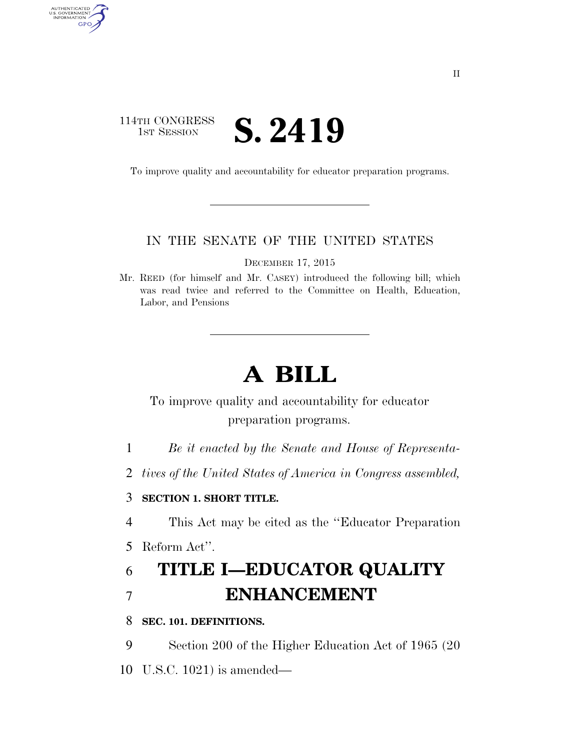114TH CONGRESS
1ST SESSION

# S. 2419

To improve quality and accountability for educator preparation programs.

IN THE SENATE OF THE UNITED STATES

DECEMBER 17, 2015

Mr. REED (for himself and Mr. CASEY) introduced the following bill; which was read twice and referred to the Committee on Health, Education, Labor, and Pensions

# A BILL

To improve quality and accountability for educator preparation programs.

*Be it enacted by the Senate and House of Representatives of the United States of America in Congress assembled,*

**SECTION 1. SHORT TITLE.**

This Act may be cited as the ''Educator Preparation Reform Act''.

## TITLE I—EDUCATOR QUALITY ENHANCEMENT

**SEC. 101. DEFINITIONS.**

Section 200 of the Higher Education Act of 1965 (20 U.S.C. 1021) is amended—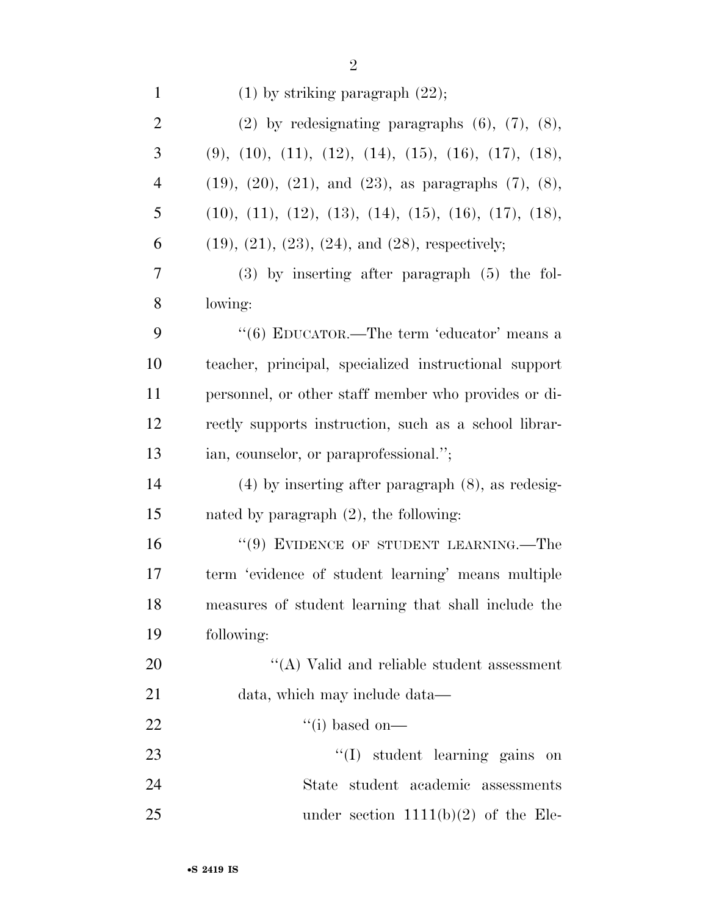(1) by striking paragraph (22);

(2) by redesignating paragraphs (6), (7), (8), (9), (10), (11), (12), (14), (15), (16), (17), (18), (19), (20), (21), and (23), as paragraphs (7), (8), (10), (11), (12), (13), (14), (15), (16), (17), (18), (19), (21), (23), (24), and (28), respectively;

(3) by inserting after paragraph (5) the following:

''(6) EDUCATOR.—The term 'educator' means a teacher, principal, specialized instructional support personnel, or other staff member who provides or directly supports instruction, such as a school librarian, counselor, or paraprofessional.'';

(4) by inserting after paragraph (8), as redesignated by paragraph (2), the following:

''(9) EVIDENCE OF STUDENT LEARNING.—The term 'evidence of student learning' means multiple measures of student learning that shall include the following:

''(A) Valid and reliable student assessment data, which may include data—

''(i) based on—

''(I) student learning gains on State student academic assessments under section 1111(b)(2) of the Ele-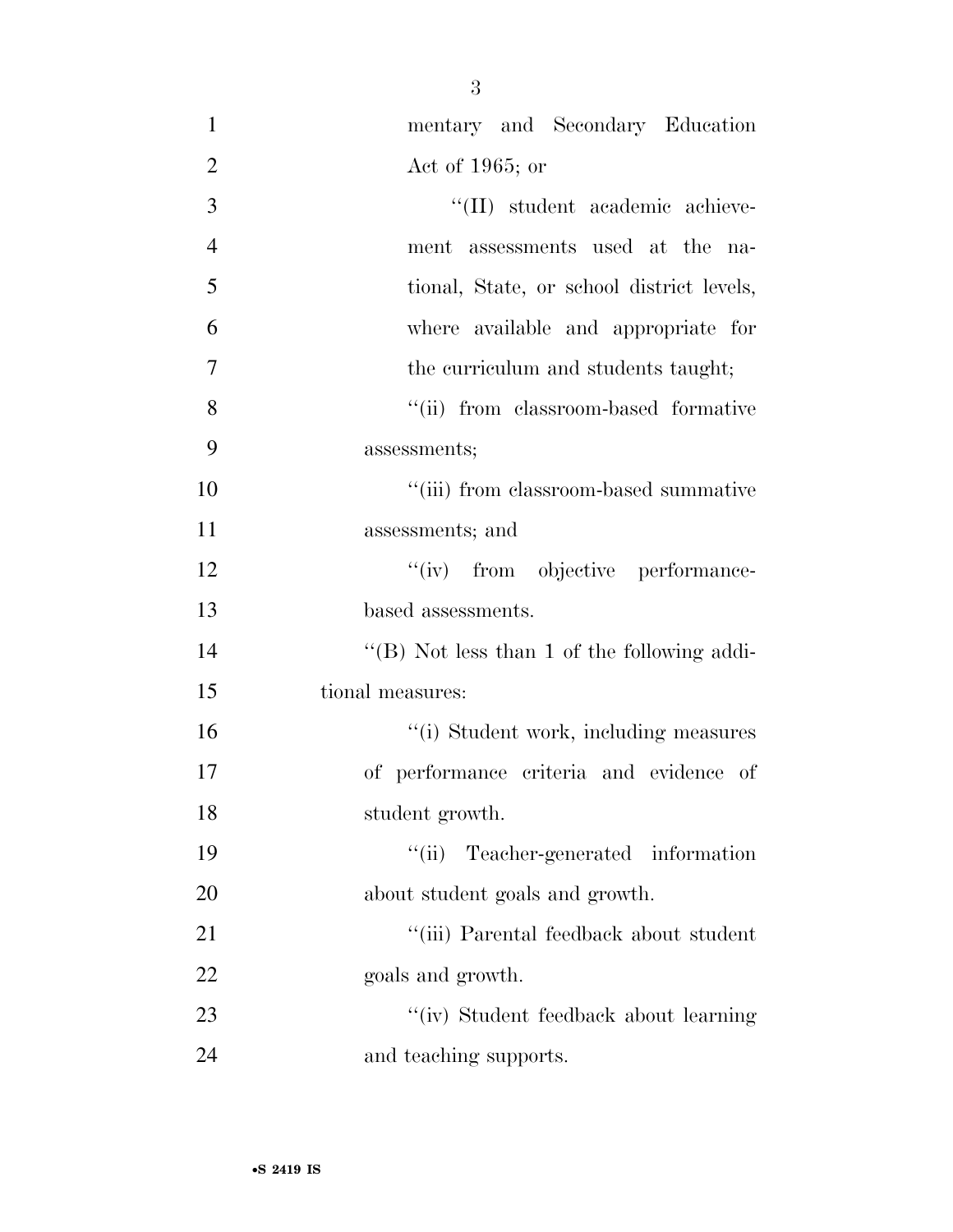mentary and Secondary Education Act of 1965; or

''(II) student academic achievement assessments used at the national, State, or school district levels, where available and appropriate for the curriculum and students taught;

''(ii) from classroom-based formative assessments;

''(iii) from classroom-based summative assessments; and

''(iv) from objective performance-based assessments.

''(B) Not less than 1 of the following additional measures:

''(i) Student work, including measures of performance criteria and evidence of student growth.

''(ii) Teacher-generated information about student goals and growth.

''(iii) Parental feedback about student goals and growth.

''(iv) Student feedback about learning and teaching supports.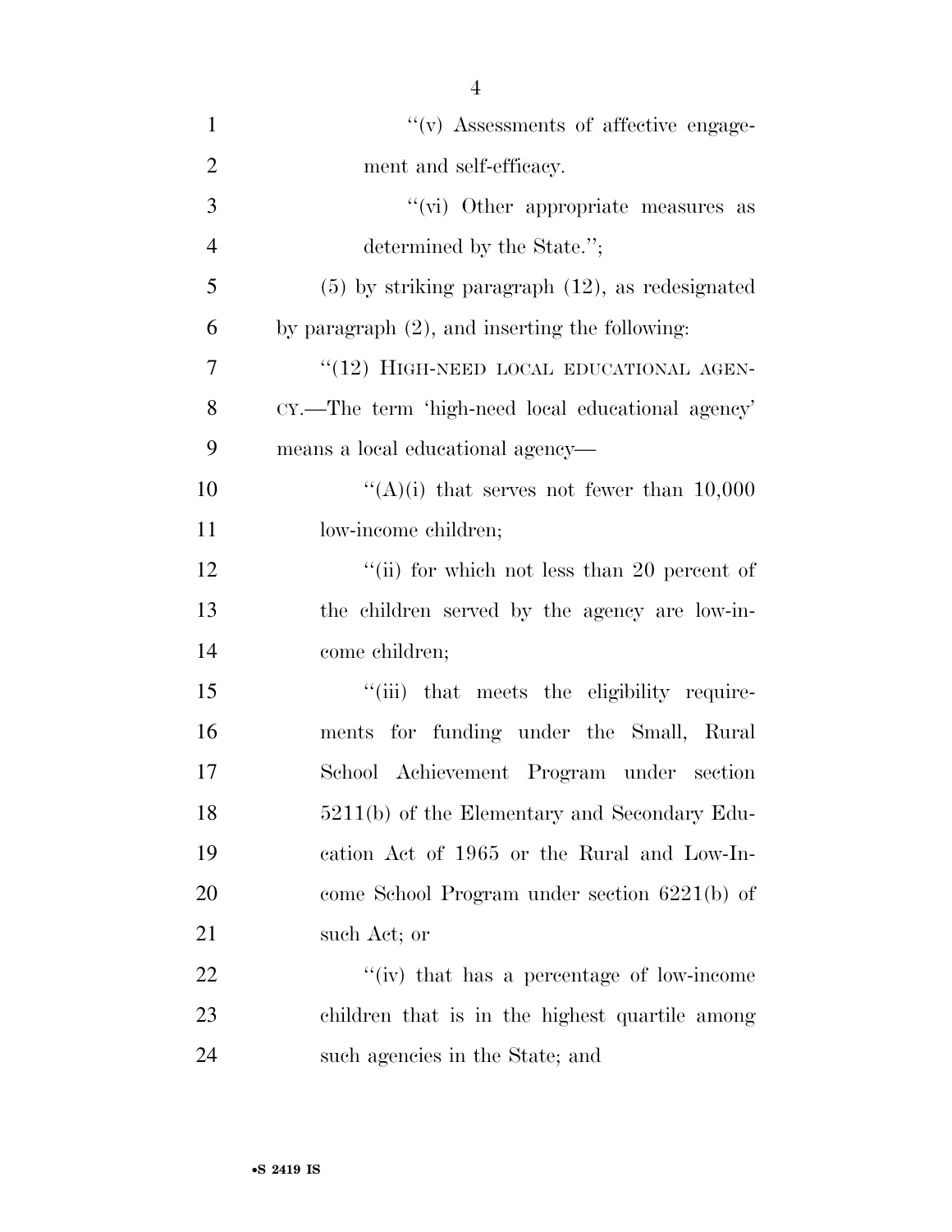''(v) Assessments of affective engagement and self-efficacy.

''(vi) Other appropriate measures as determined by the State.'';

(5) by striking paragraph (12), as redesignated by paragraph (2), and inserting the following:

''(12) HIGH-NEED LOCAL EDUCATIONAL AGENCY.—The term 'high-need local educational agency' means a local educational agency—

''(A)(i) that serves not fewer than 10,000 low-income children;

''(ii) for which not less than 20 percent of the children served by the agency are low-income children;

''(iii) that meets the eligibility requirements for funding under the Small, Rural School Achievement Program under section 5211(b) of the Elementary and Secondary Education Act of 1965 or the Rural and Low-Income School Program under section 6221(b) of such Act; or

''(iv) that has a percentage of low-income children that is in the highest quartile among such agencies in the State; and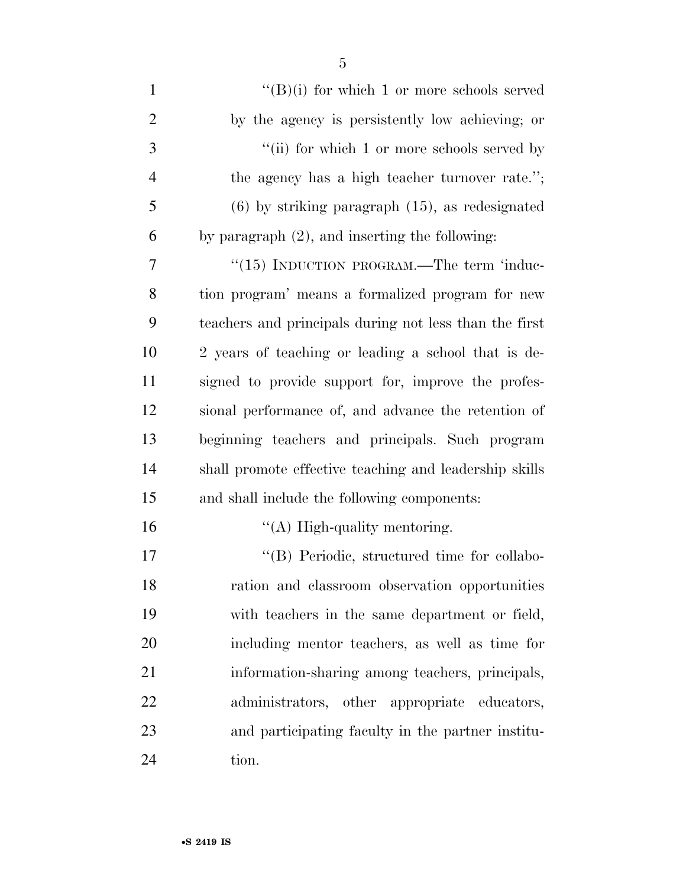"(B)(i) for which 1 or more schools served by the agency is persistently low achieving; or

"(ii) for which 1 or more schools served by the agency has a high teacher turnover rate.";

(6) by striking paragraph (15), as redesignated by paragraph (2), and inserting the following:

"(15) INDUCTION PROGRAM.—The term 'induction program' means a formalized program for new teachers and principals during not less than the first 2 years of teaching or leading a school that is designed to provide support for, improve the professional performance of, and advance the retention of beginning teachers and principals. Such program shall promote effective teaching and leadership skills and shall include the following components:

"(A) High-quality mentoring.

"(B) Periodic, structured time for collaboration and classroom observation opportunities with teachers in the same department or field, including mentor teachers, as well as time for information-sharing among teachers, principals, administrators, other appropriate educators, and participating faculty in the partner institution.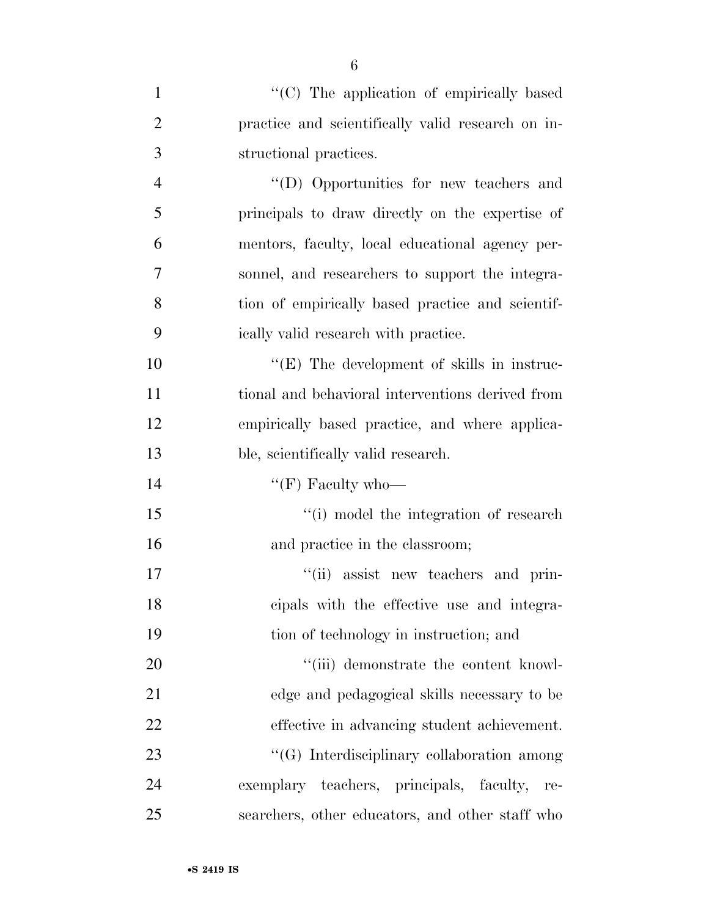''(C) The application of empirically based practice and scientifically valid research on instructional practices.

''(D) Opportunities for new teachers and principals to draw directly on the expertise of mentors, faculty, local educational agency personnel, and researchers to support the integration of empirically based practice and scientifically valid research with practice.

''(E) The development of skills in instructional and behavioral interventions derived from empirically based practice, and where applicable, scientifically valid research.

''(F) Faculty who—

''(i) model the integration of research and practice in the classroom;

''(ii) assist new teachers and principals with the effective use and integration of technology in instruction; and

''(iii) demonstrate the content knowledge and pedagogical skills necessary to be effective in advancing student achievement.

''(G) Interdisciplinary collaboration among exemplary teachers, principals, faculty, researchers, other educators, and other staff who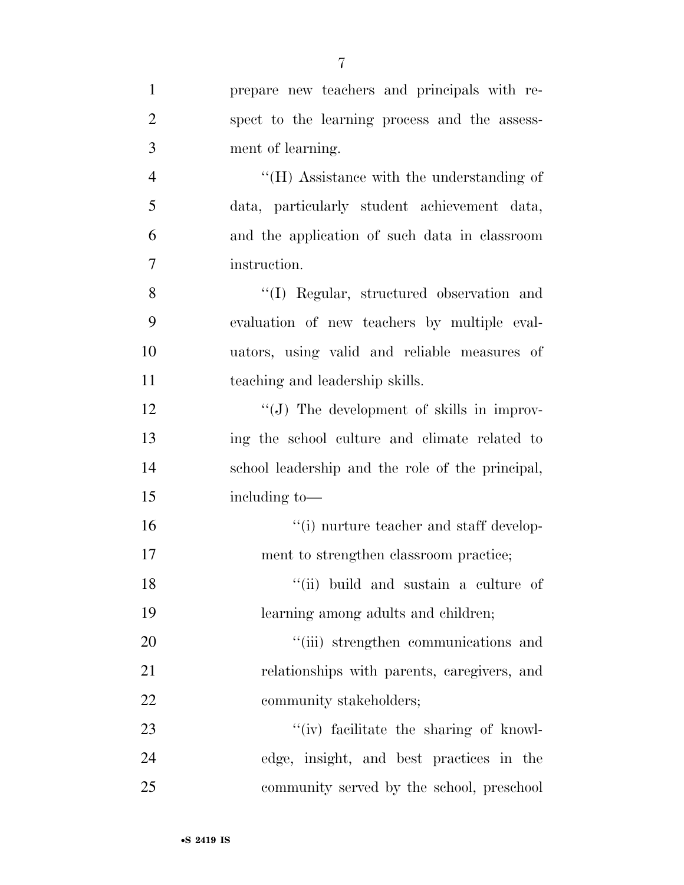prepare new teachers and principals with respect to the learning process and the assessment of learning.

"(H) Assistance with the understanding of data, particularly student achievement data, and the application of such data in classroom instruction.

"(I) Regular, structured observation and evaluation of new teachers by multiple evaluators, using valid and reliable measures of teaching and leadership skills.

"(J) The development of skills in improving the school culture and climate related to school leadership and the role of the principal, including to—

"(i) nurture teacher and staff development to strengthen classroom practice;

"(ii) build and sustain a culture of learning among adults and children;

"(iii) strengthen communications and relationships with parents, caregivers, and community stakeholders;

"(iv) facilitate the sharing of knowledge, insight, and best practices in the community served by the school, preschool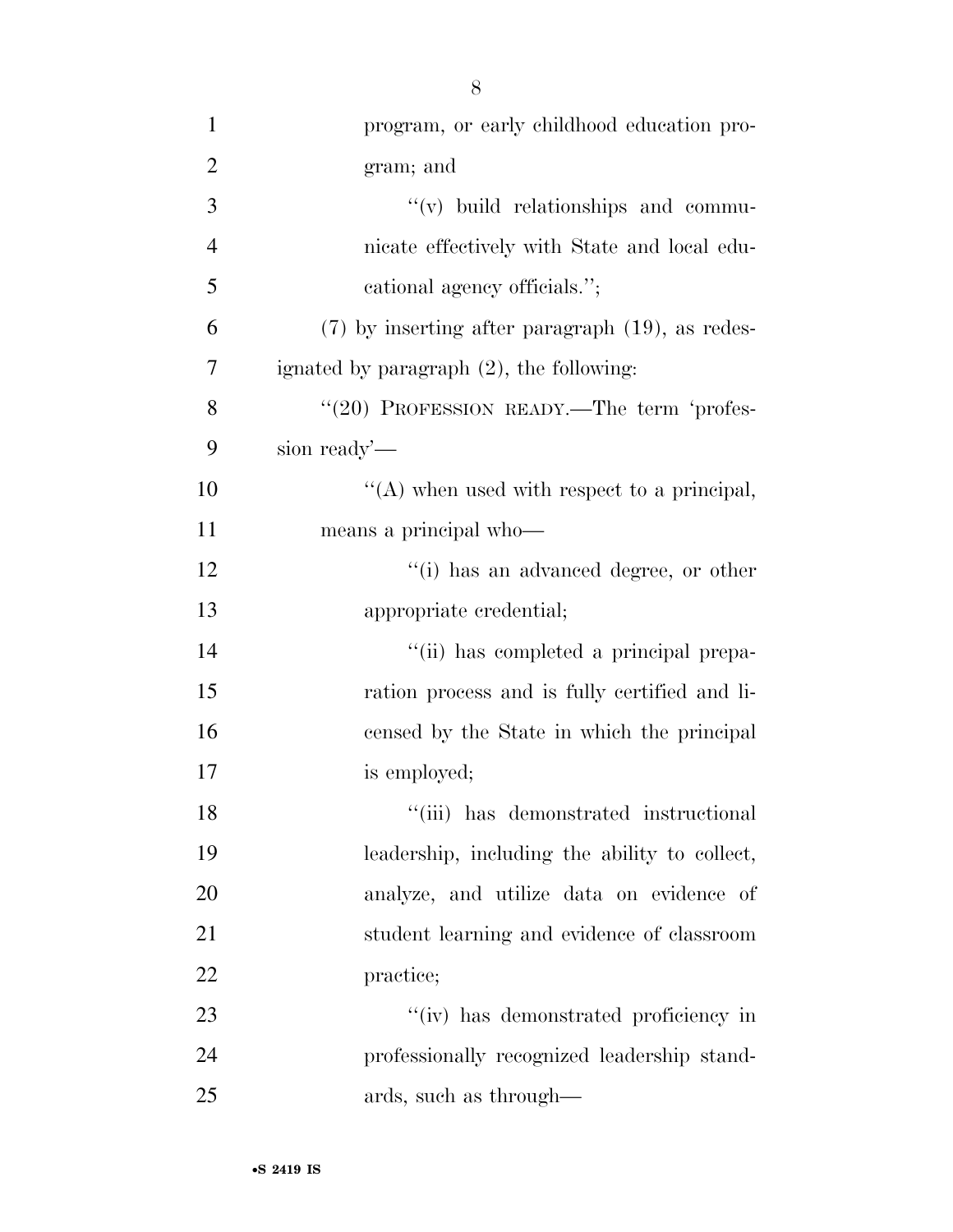program, or early childhood education program; and

"(v) build relationships and communicate effectively with State and local educational agency officials.";

(7) by inserting after paragraph (19), as redesignated by paragraph (2), the following:

"(20) PROFESSION READY.—The term 'profession ready'—

"(A) when used with respect to a principal, means a principal who—

"(i) has an advanced degree, or other appropriate credential;

"(ii) has completed a principal preparation process and is fully certified and licensed by the State in which the principal is employed;

"(iii) has demonstrated instructional leadership, including the ability to collect, analyze, and utilize data on evidence of student learning and evidence of classroom practice;

"(iv) has demonstrated proficiency in professionally recognized leadership standards, such as through—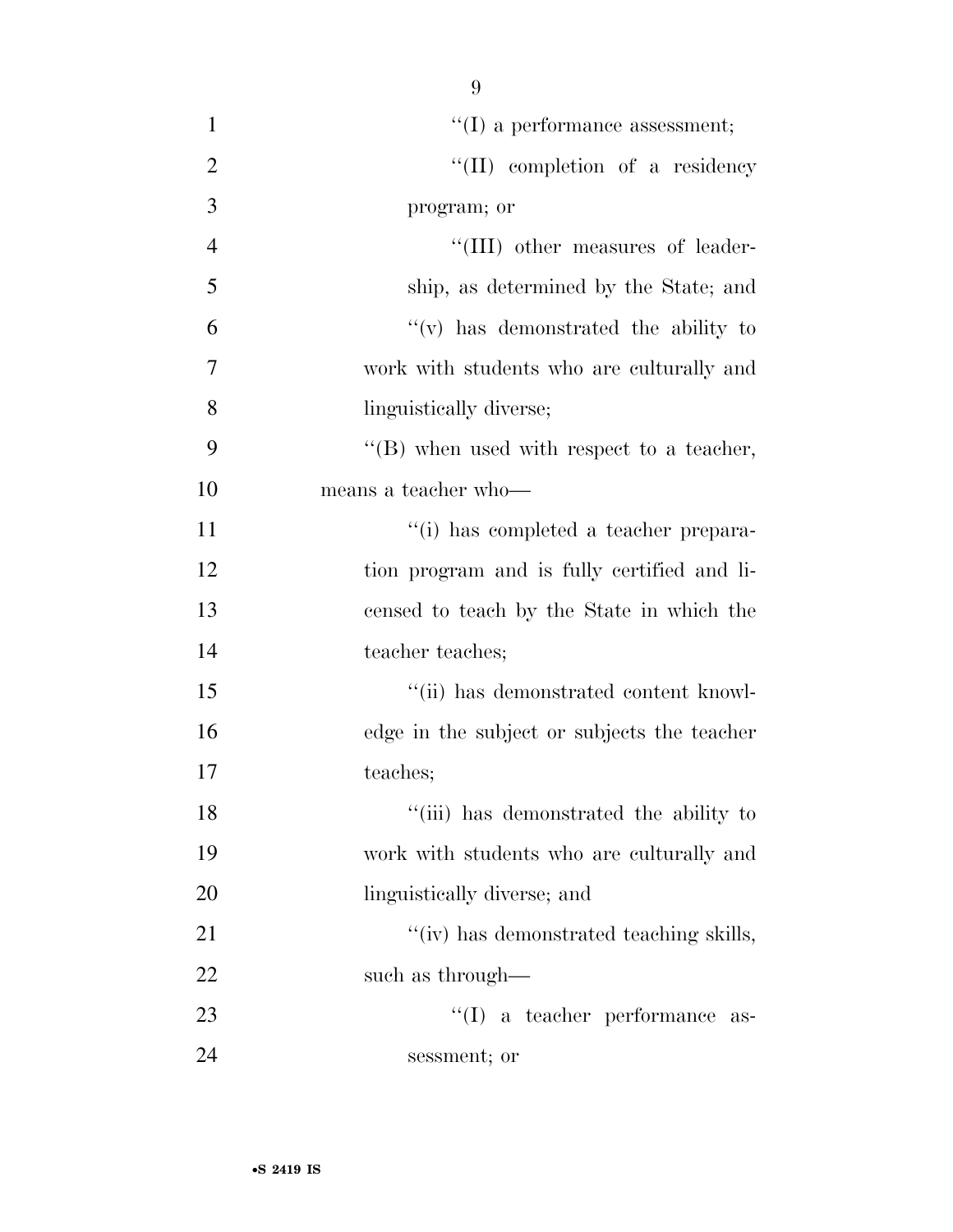"(I) a performance assessment;

"(II) completion of a residency program; or

"(III) other measures of leadership, as determined by the State; and

"(v) has demonstrated the ability to work with students who are culturally and linguistically diverse;

"(B) when used with respect to a teacher, means a teacher who—

"(i) has completed a teacher preparation program and is fully certified and licensed to teach by the State in which the teacher teaches;

"(ii) has demonstrated content knowledge in the subject or subjects the teacher teaches;

"(iii) has demonstrated the ability to work with students who are culturally and linguistically diverse; and

"(iv) has demonstrated teaching skills, such as through—

"(I) a teacher performance assessment; or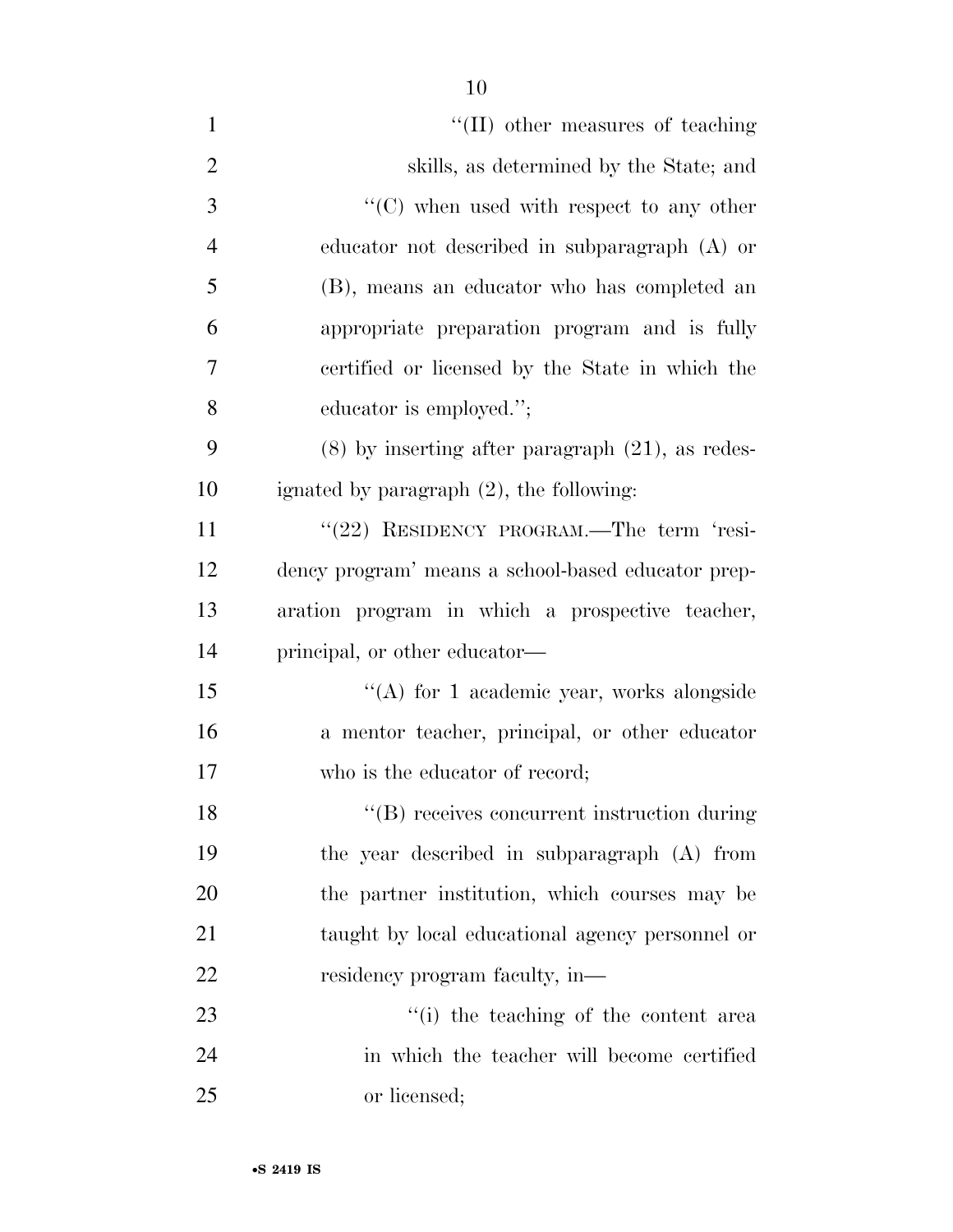"(II) other measures of teaching skills, as determined by the State; and

"(C) when used with respect to any other educator not described in subparagraph (A) or (B), means an educator who has completed an appropriate preparation program and is fully certified or licensed by the State in which the educator is employed.";

(8) by inserting after paragraph (21), as redesignated by paragraph (2), the following:

"(22) RESIDENCY PROGRAM.—The term 'residency program' means a school-based educator preparation program in which a prospective teacher, principal, or other educator—

"(A) for 1 academic year, works alongside a mentor teacher, principal, or other educator who is the educator of record;

"(B) receives concurrent instruction during the year described in subparagraph (A) from the partner institution, which courses may be taught by local educational agency personnel or residency program faculty, in—

"(i) the teaching of the content area in which the teacher will become certified or licensed;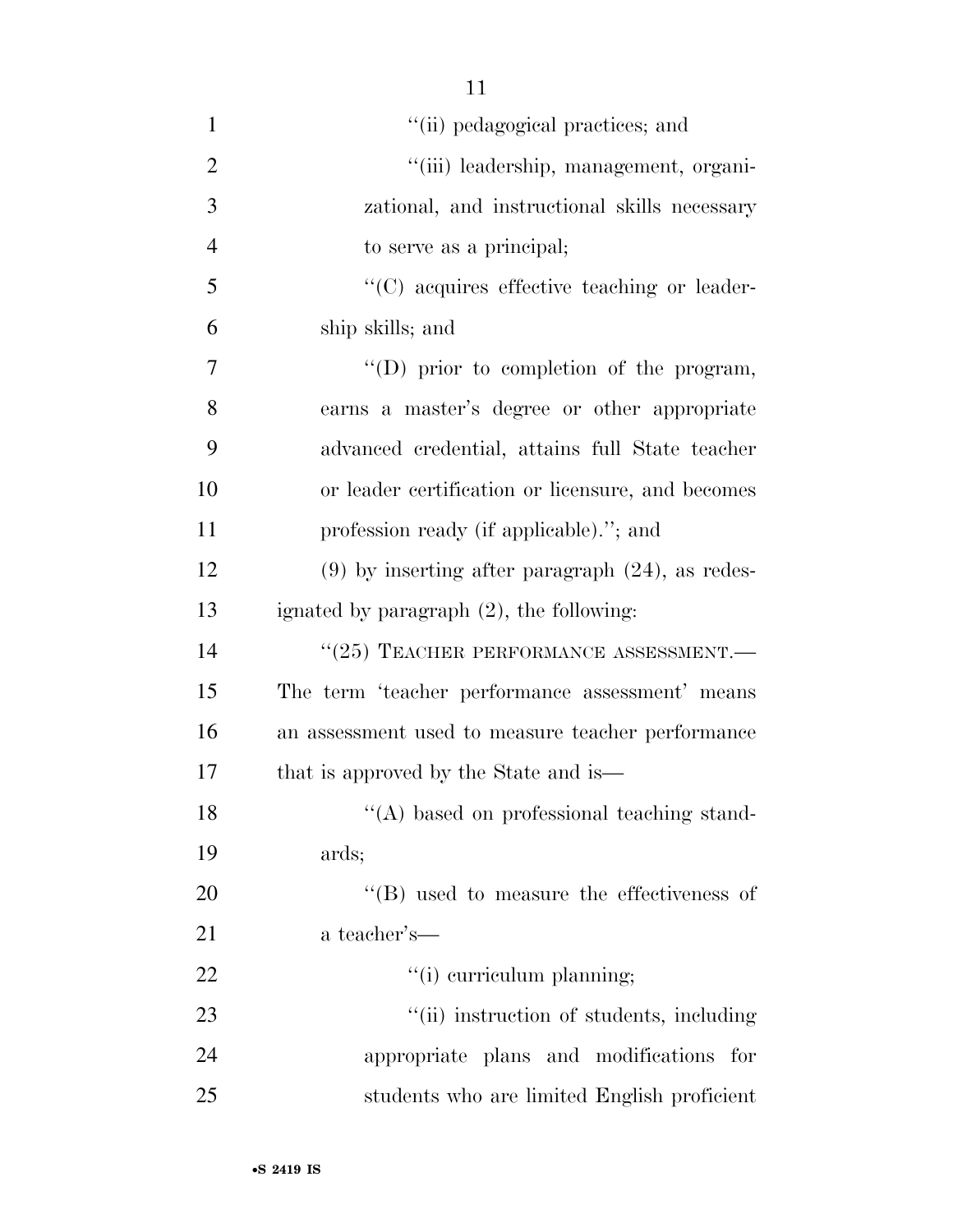''(ii) pedagogical practices; and

''(iii) leadership, management, organizational, and instructional skills necessary to serve as a principal;

''(C) acquires effective teaching or leadership skills; and

''(D) prior to completion of the program, earns a master's degree or other appropriate advanced credential, attains full State teacher or leader certification or licensure, and becomes profession ready (if applicable).''; and

(9) by inserting after paragraph (24), as redesignated by paragraph (2), the following:

''(25) TEACHER PERFORMANCE ASSESSMENT.—The term 'teacher performance assessment' means an assessment used to measure teacher performance that is approved by the State and is—

''(A) based on professional teaching standards;

''(B) used to measure the effectiveness of a teacher's—

''(i) curriculum planning;

''(ii) instruction of students, including appropriate plans and modifications for students who are limited English proficient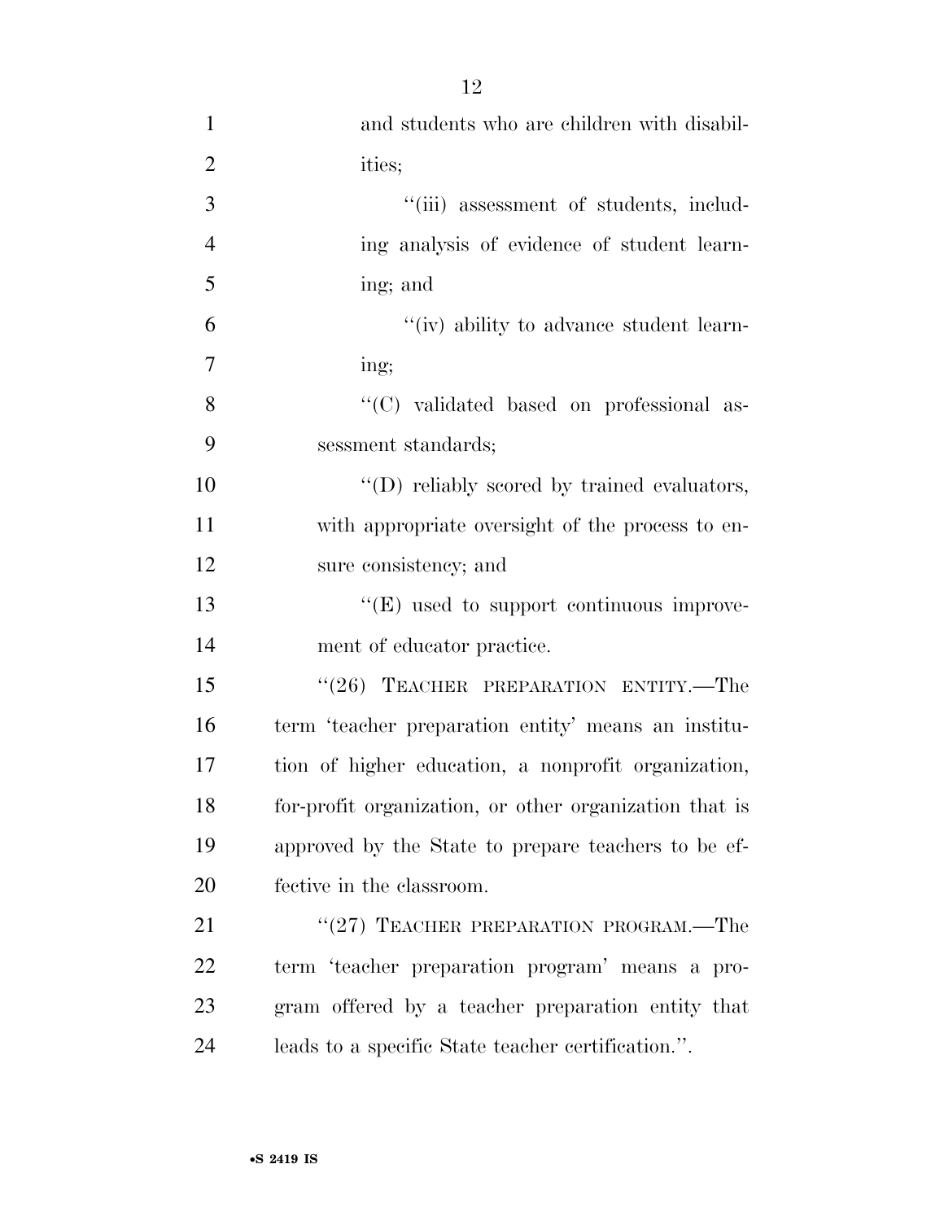and students who are children with disabilities;

''(iii) assessment of students, including analysis of evidence of student learning; and

''(iv) ability to advance student learning;

''(C) validated based on professional assessment standards;

''(D) reliably scored by trained evaluators, with appropriate oversight of the process to ensure consistency; and

''(E) used to support continuous improvement of educator practice.

''(26) TEACHER PREPARATION ENTITY.—The term 'teacher preparation entity' means an institution of higher education, a nonprofit organization, for-profit organization, or other organization that is approved by the State to prepare teachers to be effective in the classroom.

''(27) TEACHER PREPARATION PROGRAM.—The term 'teacher preparation program' means a program offered by a teacher preparation entity that leads to a specific State teacher certification.''.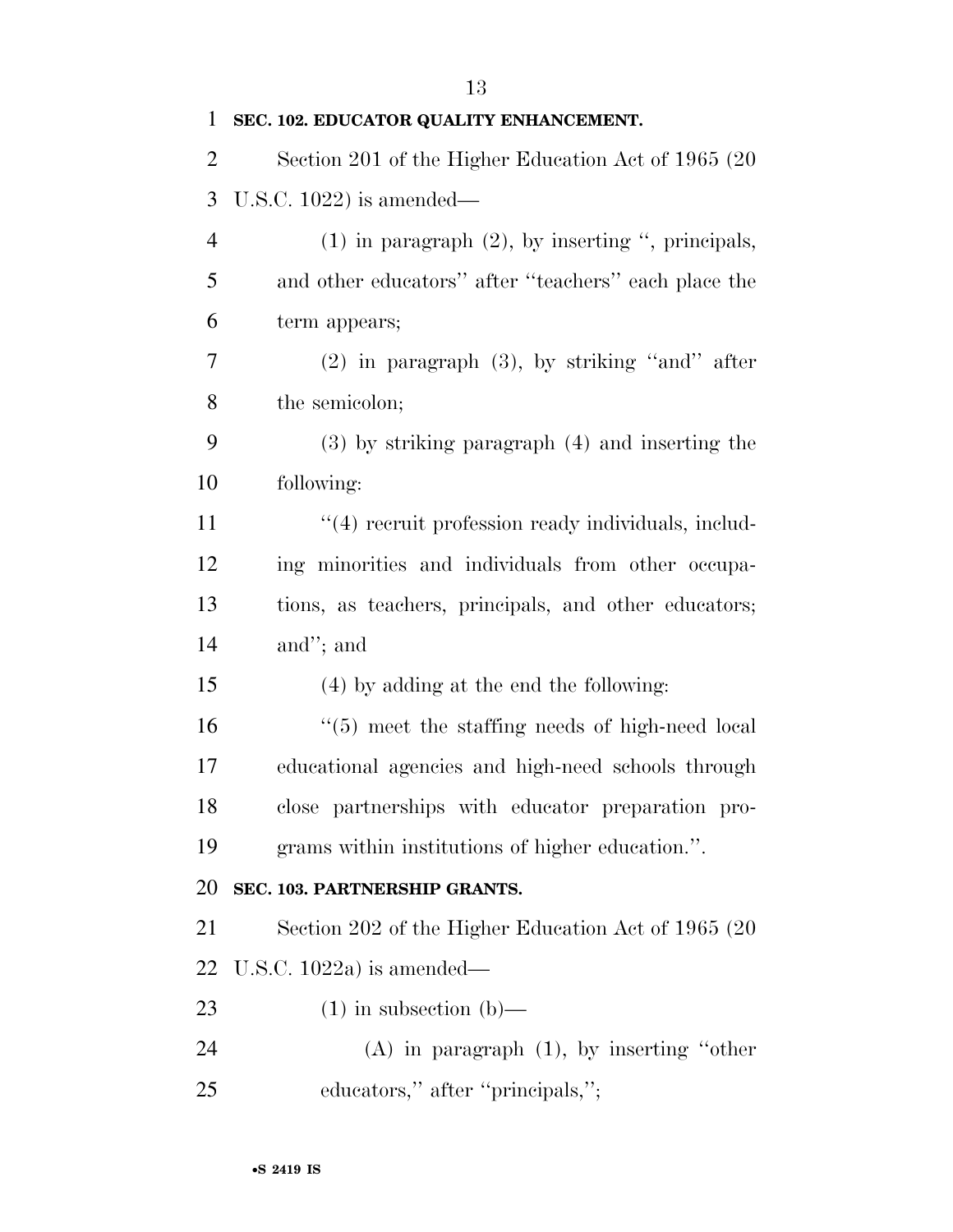**SEC. 102. EDUCATOR QUALITY ENHANCEMENT.**

Section 201 of the Higher Education Act of 1965 (20 U.S.C. 1022) is amended—

(1) in paragraph (2), by inserting ", principals, and other educators" after "teachers" each place the term appears;

(2) in paragraph (3), by striking "and" after the semicolon;

(3) by striking paragraph (4) and inserting the following:

"(4) recruit profession ready individuals, including minorities and individuals from other occupations, as teachers, principals, and other educators; and"; and

(4) by adding at the end the following:

"(5) meet the staffing needs of high-need local educational agencies and high-need schools through close partnerships with educator preparation programs within institutions of higher education.".

**SEC. 103. PARTNERSHIP GRANTS.**

Section 202 of the Higher Education Act of 1965 (20 U.S.C. 1022a) is amended—

(1) in subsection (b)—

(A) in paragraph (1), by inserting "other educators," after "principals,";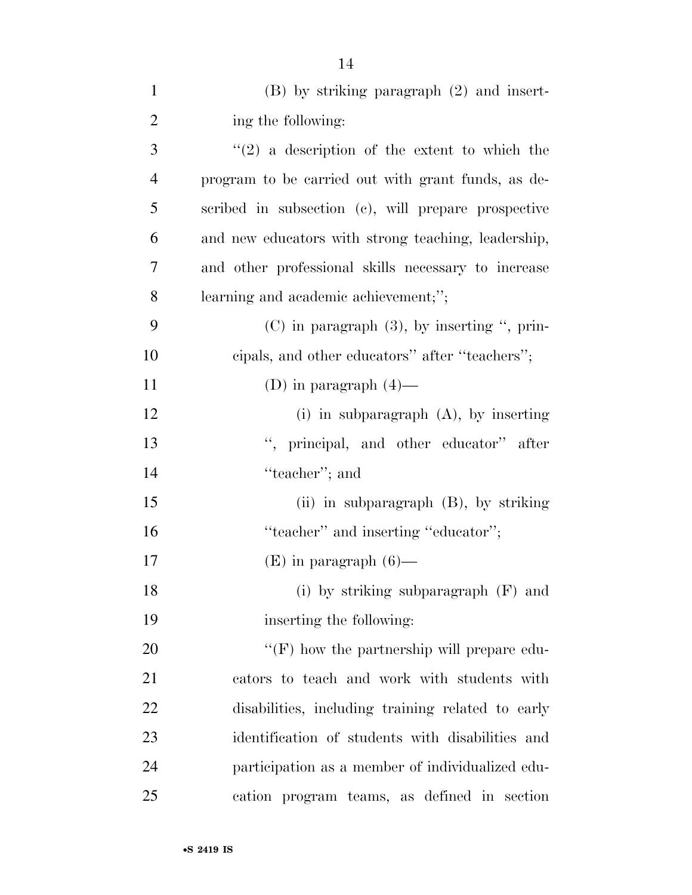(B) by striking paragraph (2) and inserting the following:

''(2) a description of the extent to which the program to be carried out with grant funds, as described in subsection (c), will prepare prospective and new educators with strong teaching, leadership, and other professional skills necessary to increase learning and academic achievement;'';

(C) in paragraph (3), by inserting '', principals, and other educators'' after ''teachers'';

(D) in paragraph (4)—

(i) in subparagraph (A), by inserting '', principal, and other educator'' after ''teacher''; and

(ii) in subparagraph (B), by striking ''teacher'' and inserting ''educator'';

(E) in paragraph (6)—

(i) by striking subparagraph (F) and inserting the following:

''(F) how the partnership will prepare educators to teach and work with students with disabilities, including training related to early identification of students with disabilities and participation as a member of individualized education program teams, as defined in section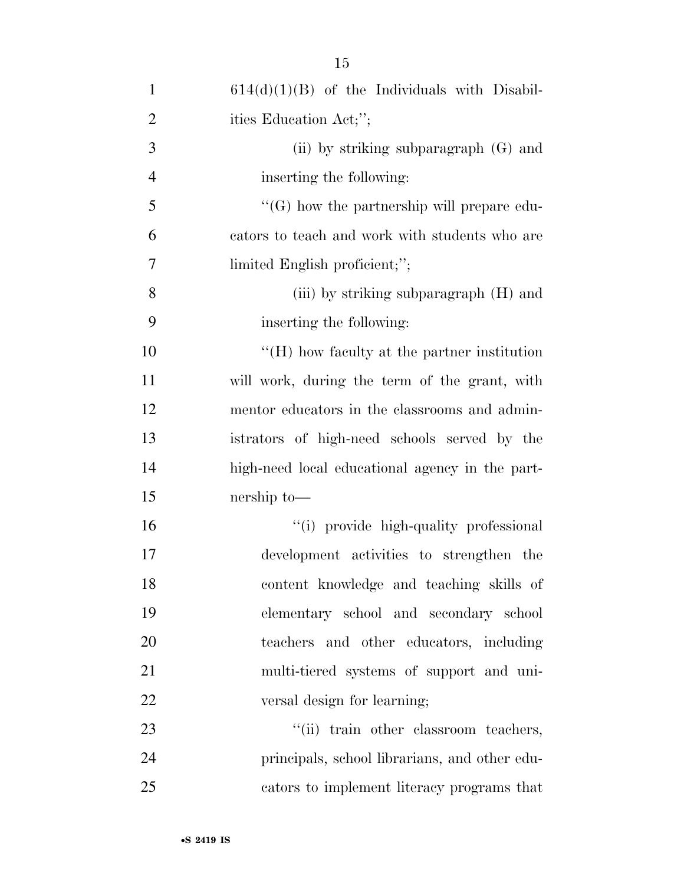614(d)(1)(B) of the Individuals with Disabilities Education Act;'';

(ii) by striking subparagraph (G) and inserting the following:

''(G) how the partnership will prepare educators to teach and work with students who are limited English proficient;'';

(iii) by striking subparagraph (H) and inserting the following:

''(H) how faculty at the partner institution will work, during the term of the grant, with mentor educators in the classrooms and administrators of high-need schools served by the high-need local educational agency in the partnership to—

''(i) provide high-quality professional development activities to strengthen the content knowledge and teaching skills of elementary school and secondary school teachers and other educators, including multi-tiered systems of support and universal design for learning;

''(ii) train other classroom teachers, principals, school librarians, and other educators to implement literacy programs that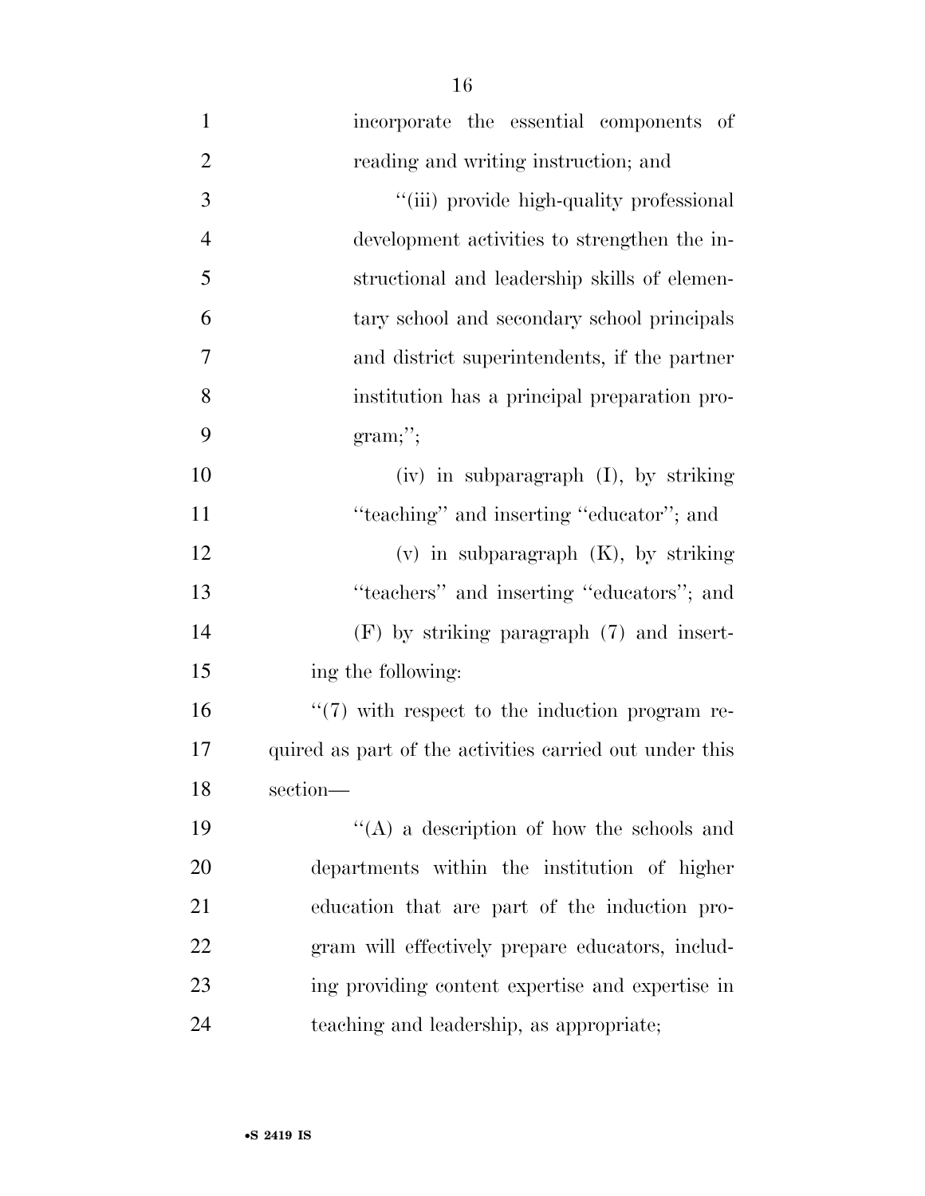incorporate the essential components of reading and writing instruction; and

''(iii) provide high-quality professional development activities to strengthen the instructional and leadership skills of elementary school and secondary school principals and district superintendents, if the partner institution has a principal preparation program;'';

(iv) in subparagraph (I), by striking ''teaching'' and inserting ''educator''; and

(v) in subparagraph (K), by striking ''teachers'' and inserting ''educators''; and

(F) by striking paragraph (7) and inserting the following:

''(7) with respect to the induction program required as part of the activities carried out under this section—

''(A) a description of how the schools and departments within the institution of higher education that are part of the induction program will effectively prepare educators, including providing content expertise and expertise in teaching and leadership, as appropriate;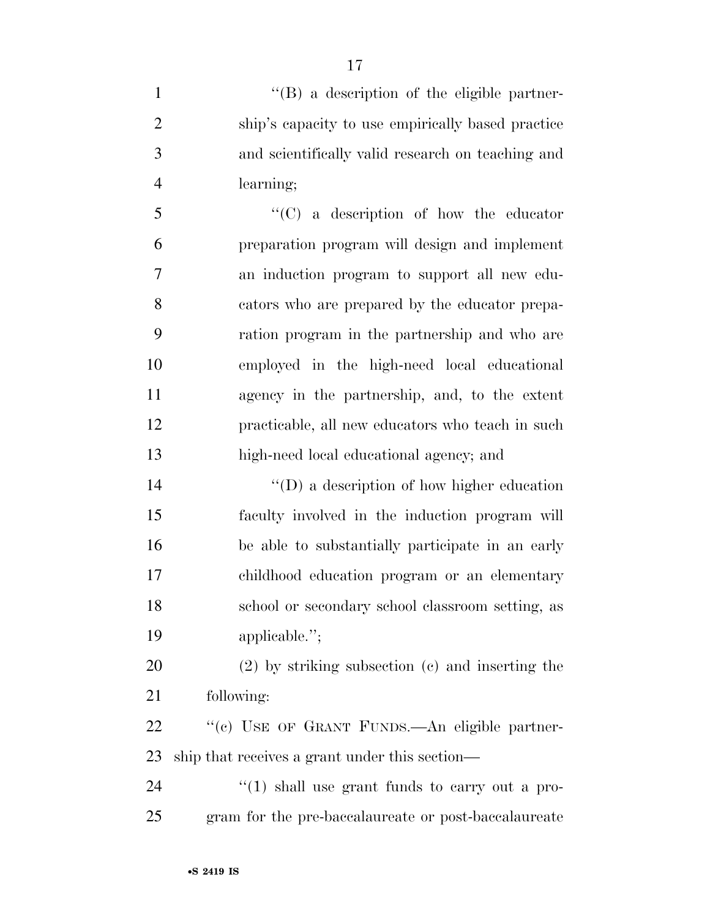"(B) a description of the eligible partnership's capacity to use empirically based practice and scientifically valid research on teaching and learning;

"(C) a description of how the educator preparation program will design and implement an induction program to support all new educators who are prepared by the educator preparation program in the partnership and who are employed in the high-need local educational agency in the partnership, and, to the extent practicable, all new educators who teach in such high-need local educational agency; and

"(D) a description of how higher education faculty involved in the induction program will be able to substantially participate in an early childhood education program or an elementary school or secondary school classroom setting, as applicable.";

(2) by striking subsection (c) and inserting the following:

"(c) USE OF GRANT FUNDS.—An eligible partnership that receives a grant under this section—

"(1) shall use grant funds to carry out a program for the pre-baccalaureate or post-baccalaureate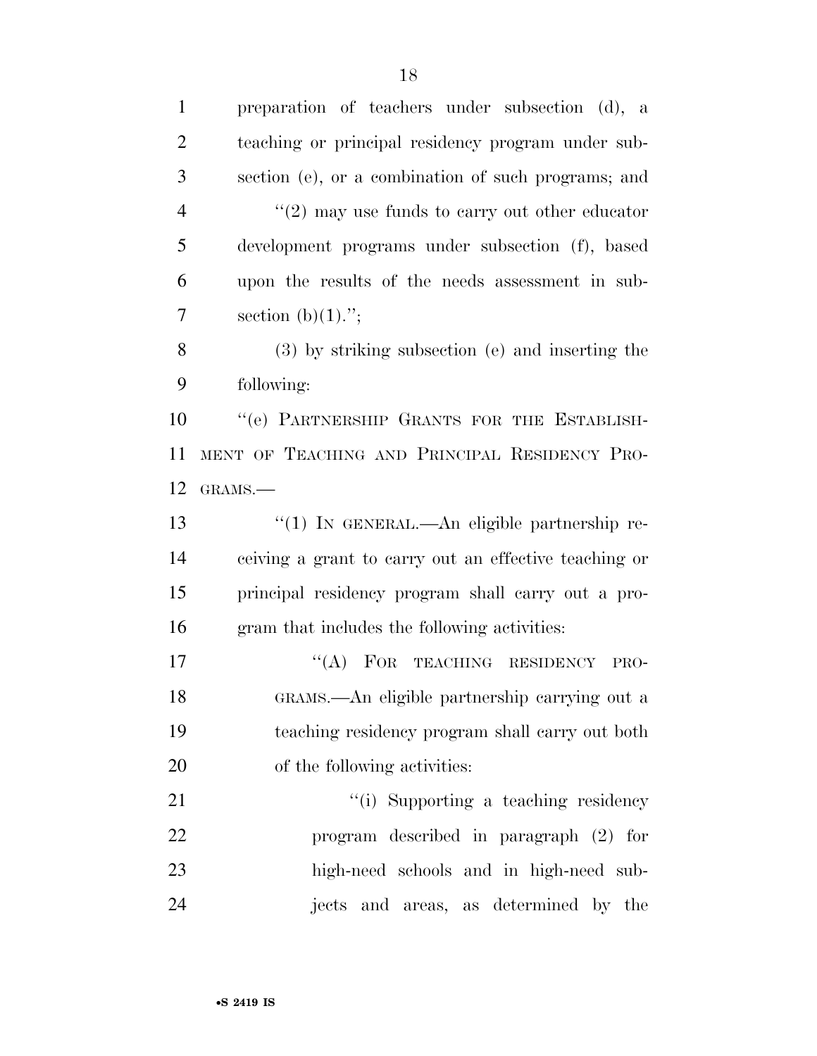preparation of teachers under subsection (d), a teaching or principal residency program under subsection (e), or a combination of such programs; and

"(2) may use funds to carry out other educator development programs under subsection (f), based upon the results of the needs assessment in subsection (b)(1).";

(3) by striking subsection (e) and inserting the following:

"(e) PARTNERSHIP GRANTS FOR THE ESTABLISHMENT OF TEACHING AND PRINCIPAL RESIDENCY PROGRAMS.—

"(1) IN GENERAL.—An eligible partnership receiving a grant to carry out an effective teaching or principal residency program shall carry out a program that includes the following activities:

"(A) FOR TEACHING RESIDENCY PROGRAMS.—An eligible partnership carrying out a teaching residency program shall carry out both of the following activities:

"(i) Supporting a teaching residency program described in paragraph (2) for high-need schools and in high-need subjects and areas, as determined by the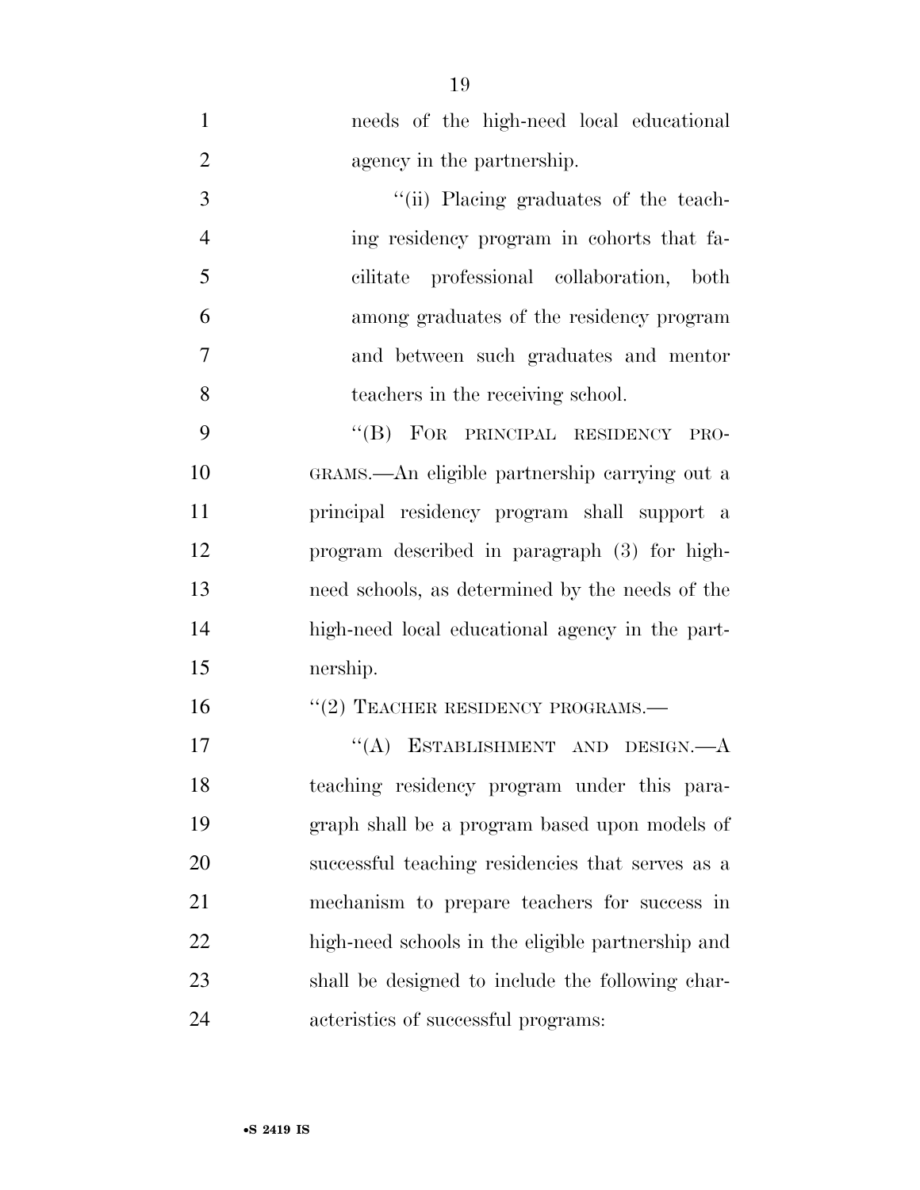needs of the high-need local educational agency in the partnership.

"(ii) Placing graduates of the teaching residency program in cohorts that facilitate professional collaboration, both among graduates of the residency program and between such graduates and mentor teachers in the receiving school.

"(B) FOR PRINCIPAL RESIDENCY PROGRAMS.—An eligible partnership carrying out a principal residency program shall support a program described in paragraph (3) for high-need schools, as determined by the needs of the high-need local educational agency in the partnership.

"(2) TEACHER RESIDENCY PROGRAMS.—

"(A) ESTABLISHMENT AND DESIGN.—A teaching residency program under this paragraph shall be a program based upon models of successful teaching residencies that serves as a mechanism to prepare teachers for success in high-need schools in the eligible partnership and shall be designed to include the following characteristics of successful programs: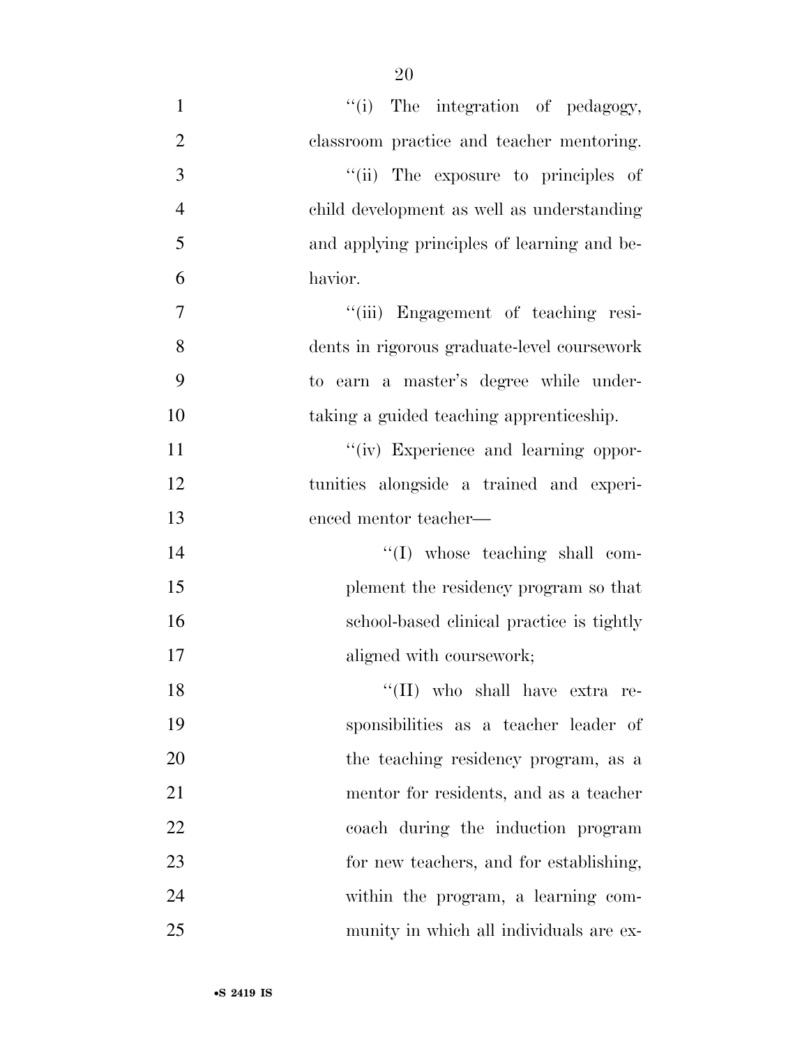"(i) The integration of pedagogy, classroom practice and teacher mentoring.

"(ii) The exposure to principles of child development as well as understanding and applying principles of learning and behavior.

"(iii) Engagement of teaching residents in rigorous graduate-level coursework to earn a master's degree while undertaking a guided teaching apprenticeship.

"(iv) Experience and learning opportunities alongside a trained and experienced mentor teacher—

"(I) whose teaching shall complement the residency program so that school-based clinical practice is tightly aligned with coursework;

"(II) who shall have extra responsibilities as a teacher leader of the teaching residency program, as a mentor for residents, and as a teacher coach during the induction program for new teachers, and for establishing, within the program, a learning community in which all individuals are ex-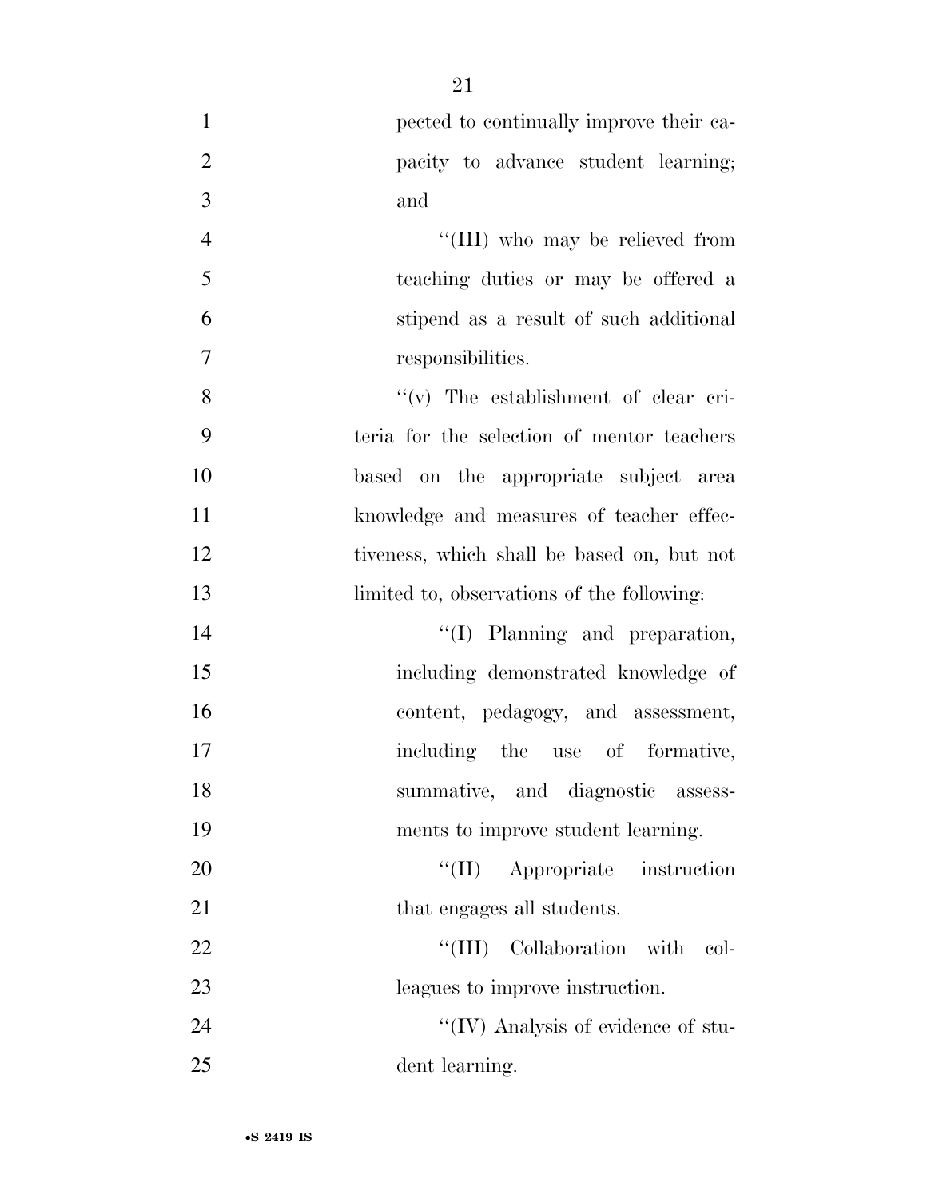pected to continually improve their capacity to advance student learning; and

''(III) who may be relieved from teaching duties or may be offered a stipend as a result of such additional responsibilities.

''(v) The establishment of clear criteria for the selection of mentor teachers based on the appropriate subject area knowledge and measures of teacher effectiveness, which shall be based on, but not limited to, observations of the following:

''(I) Planning and preparation, including demonstrated knowledge of content, pedagogy, and assessment, including the use of formative, summative, and diagnostic assessments to improve student learning.

''(II) Appropriate instruction that engages all students.

''(III) Collaboration with colleagues to improve instruction.

''(IV) Analysis of evidence of student learning.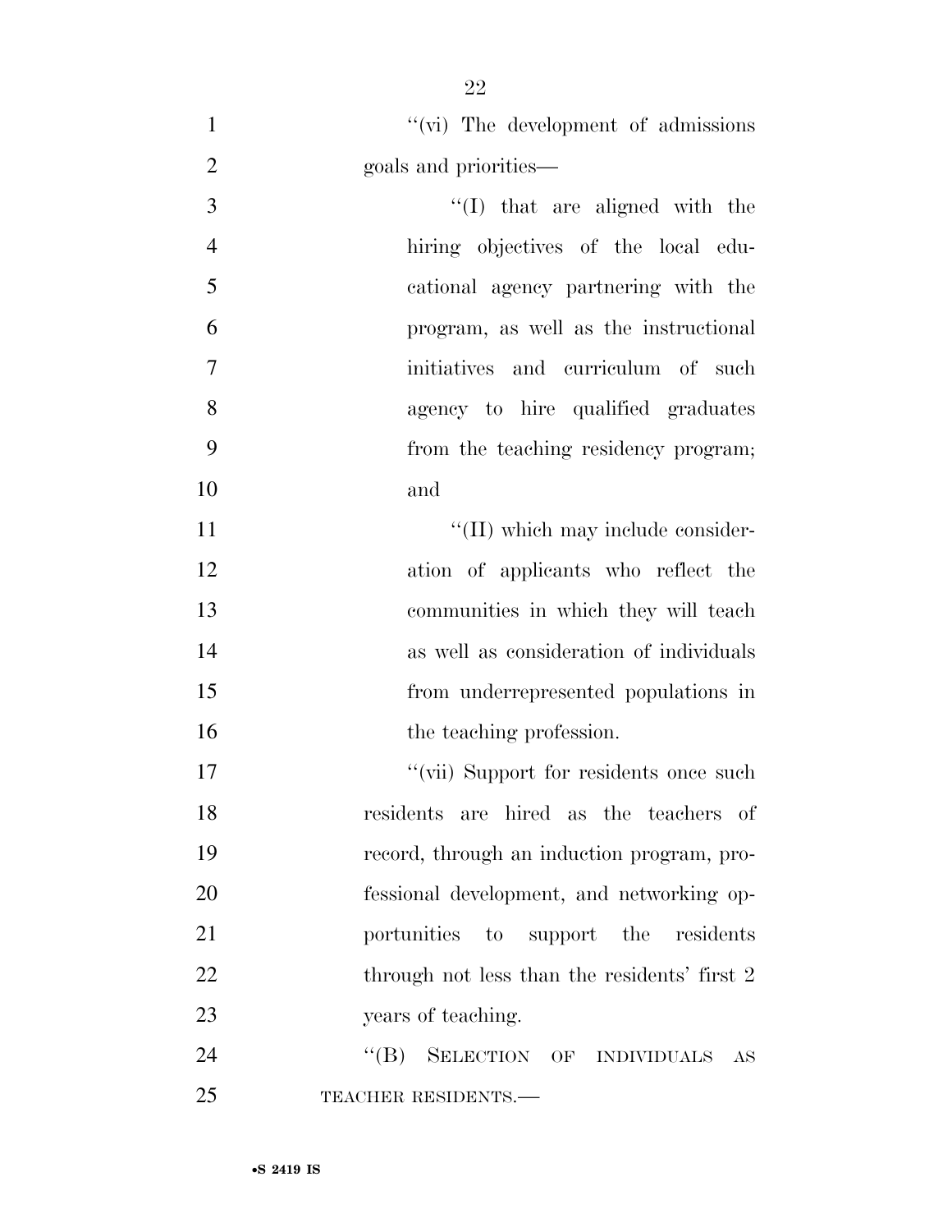''(vi) The development of admissions goals and priorities—

''(I) that are aligned with the hiring objectives of the local educational agency partnering with the program, as well as the instructional initiatives and curriculum of such agency to hire qualified graduates from the teaching residency program; and

''(II) which may include consideration of applicants who reflect the communities in which they will teach as well as consideration of individuals from underrepresented populations in the teaching profession.

''(vii) Support for residents once such residents are hired as the teachers of record, through an induction program, professional development, and networking opportunities to support the residents through not less than the residents' first 2 years of teaching.

''(B) SELECTION OF INDIVIDUALS AS TEACHER RESIDENTS.—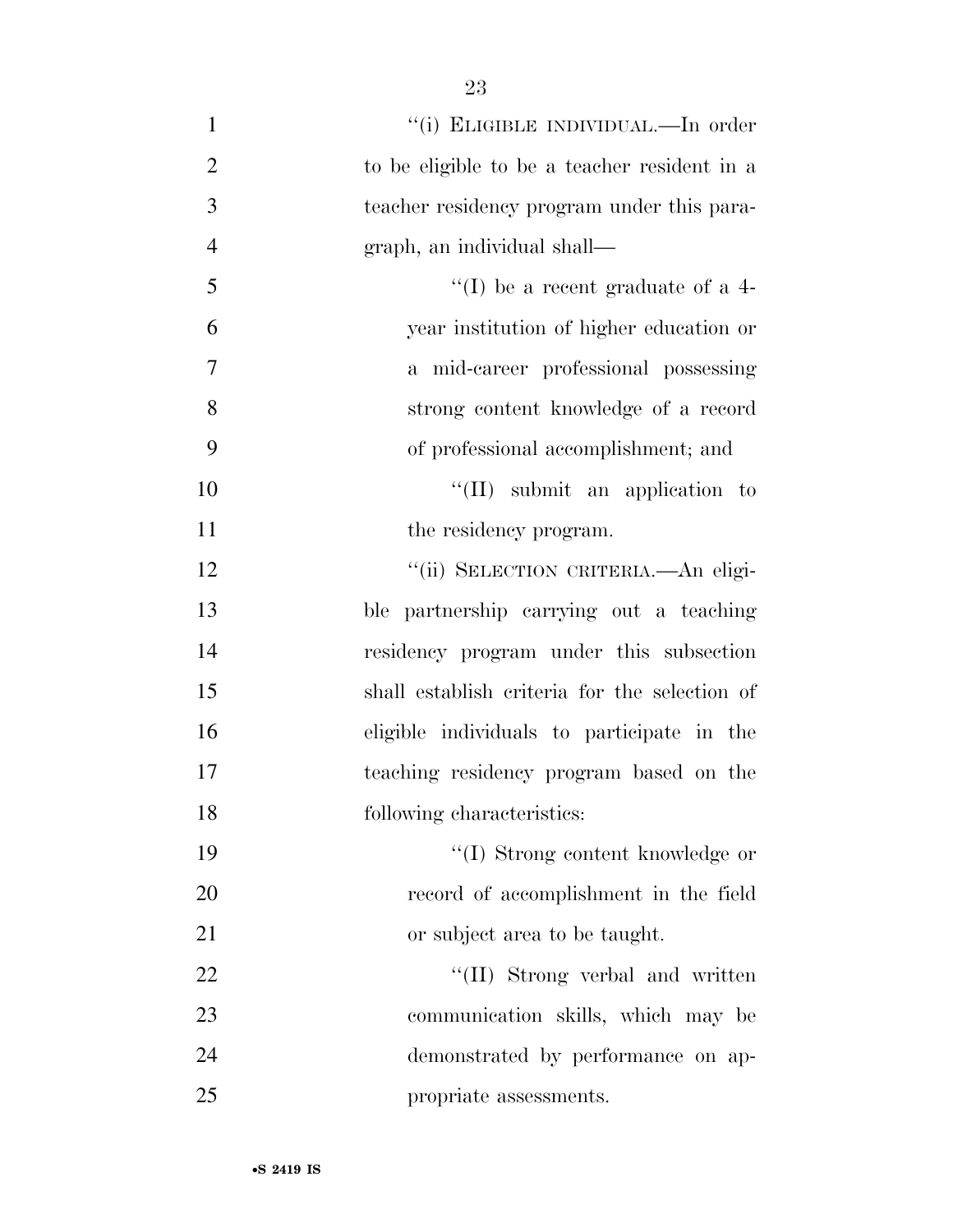"(i) ELIGIBLE INDIVIDUAL.—In order to be eligible to be a teacher resident in a teacher residency program under this paragraph, an individual shall—

"(I) be a recent graduate of a 4-year institution of higher education or a mid-career professional possessing strong content knowledge of a record of professional accomplishment; and

"(II) submit an application to the residency program.

"(ii) SELECTION CRITERIA.—An eligible partnership carrying out a teaching residency program under this subsection shall establish criteria for the selection of eligible individuals to participate in the teaching residency program based on the following characteristics:

"(I) Strong content knowledge or record of accomplishment in the field or subject area to be taught.

"(II) Strong verbal and written communication skills, which may be demonstrated by performance on appropriate assessments.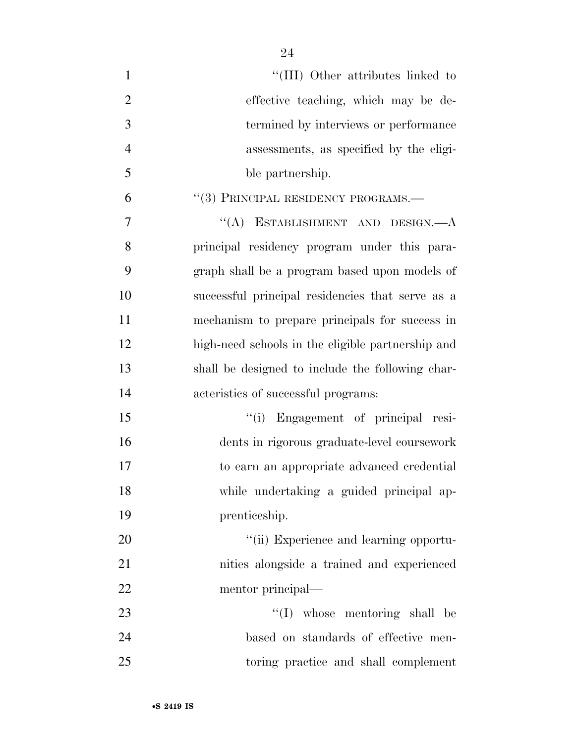"(III) Other attributes linked to effective teaching, which may be determined by interviews or performance assessments, as specified by the eligible partnership.

"(3) PRINCIPAL RESIDENCY PROGRAMS.—

"(A) ESTABLISHMENT AND DESIGN.—A principal residency program under this paragraph shall be a program based upon models of successful principal residencies that serve as a mechanism to prepare principals for success in high-need schools in the eligible partnership and shall be designed to include the following characteristics of successful programs:

"(i) Engagement of principal residents in rigorous graduate-level coursework to earn an appropriate advanced credential while undertaking a guided principal apprenticeship.

"(ii) Experience and learning opportunities alongside a trained and experienced mentor principal—

"(I) whose mentoring shall be based on standards of effective mentoring practice and shall complement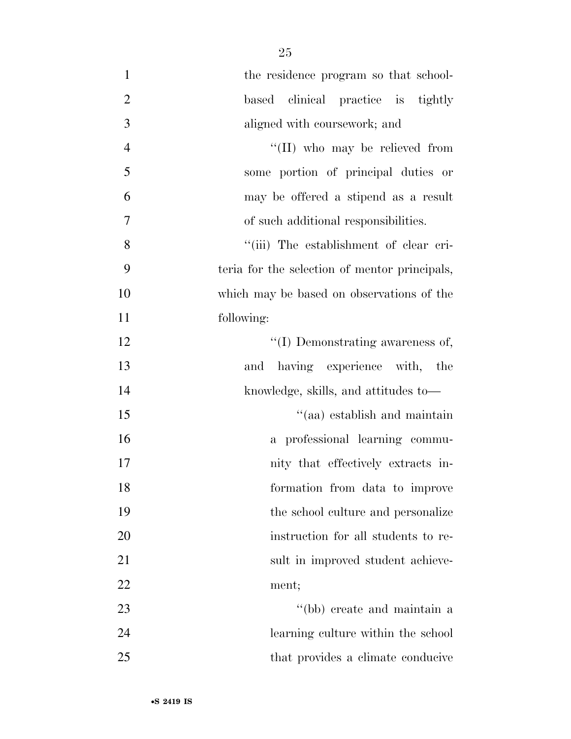the residence program so that school-based clinical practice is tightly aligned with coursework; and

"(II) who may be relieved from some portion of principal duties or may be offered a stipend as a result of such additional responsibilities.

"(iii) The establishment of clear criteria for the selection of mentor principals, which may be based on observations of the following:

"(I) Demonstrating awareness of, and having experience with, the knowledge, skills, and attitudes to—

"(aa) establish and maintain a professional learning community that effectively extracts information from data to improve the school culture and personalize instruction for all students to result in improved student achievement;

"(bb) create and maintain a learning culture within the school that provides a climate conducive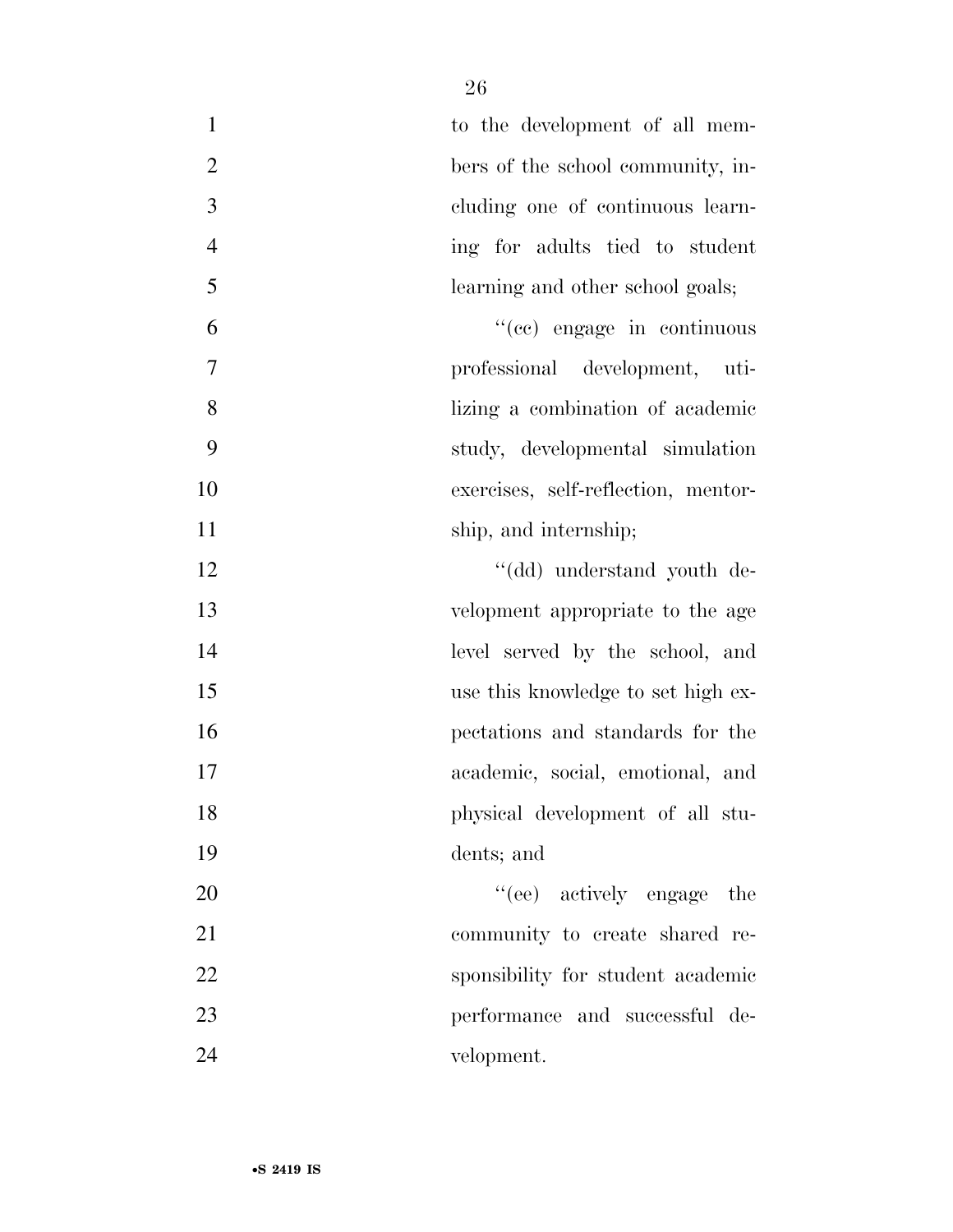to the development of all members of the school community, including one of continuous learning for adults tied to student learning and other school goals;

''(cc) engage in continuous professional development, utilizing a combination of academic study, developmental simulation exercises, self-reflection, mentorship, and internship;

''(dd) understand youth development appropriate to the age level served by the school, and use this knowledge to set high expectations and standards for the academic, social, emotional, and physical development of all students; and

''(ee) actively engage the community to create shared responsibility for student academic performance and successful development.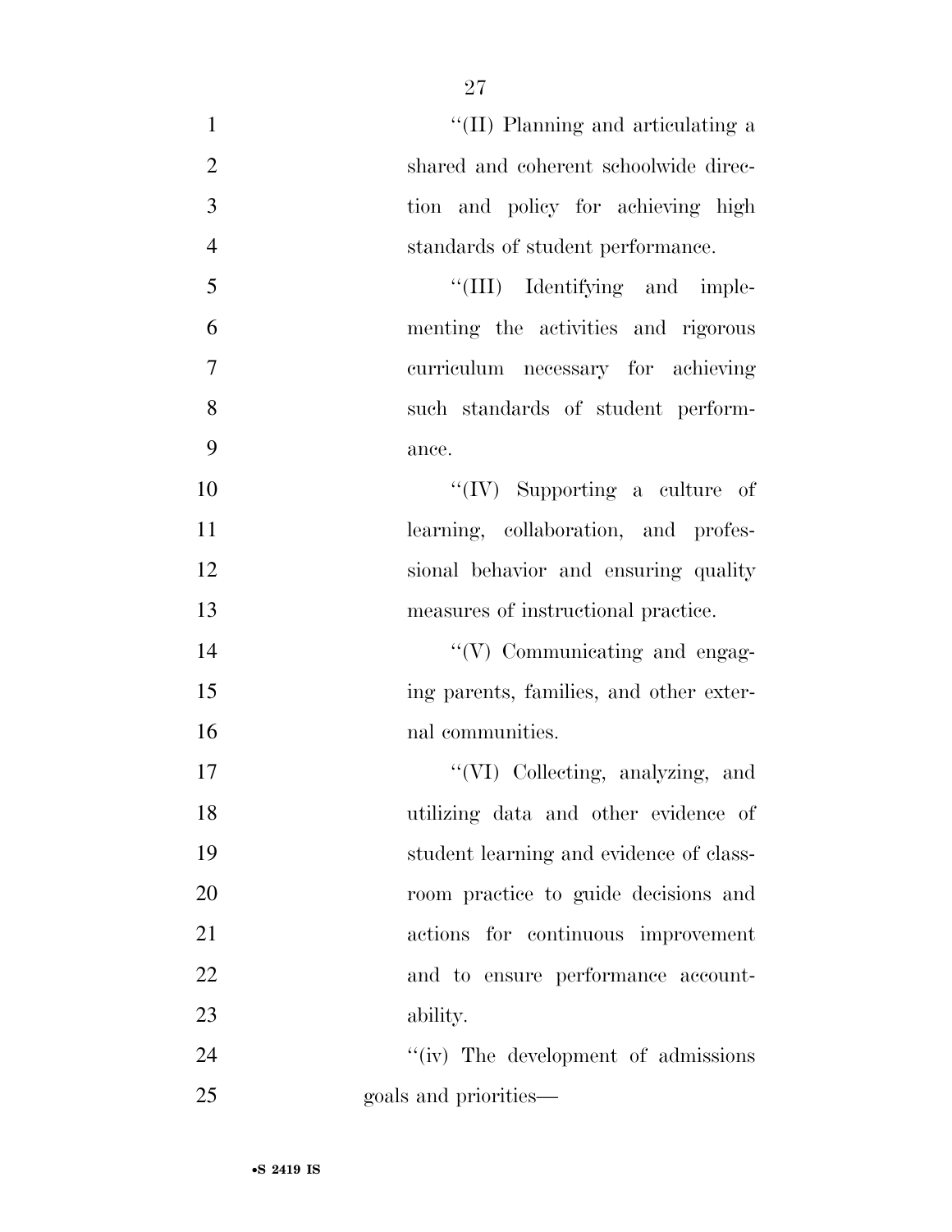''(II) Planning and articulating a shared and coherent schoolwide direction and policy for achieving high standards of student performance.

''(III) Identifying and implementing the activities and rigorous curriculum necessary for achieving such standards of student performance.

''(IV) Supporting a culture of learning, collaboration, and professional behavior and ensuring quality measures of instructional practice.

''(V) Communicating and engaging parents, families, and other external communities.

''(VI) Collecting, analyzing, and utilizing data and other evidence of student learning and evidence of classroom practice to guide decisions and actions for continuous improvement and to ensure performance accountability.

''(iv) The development of admissions goals and priorities—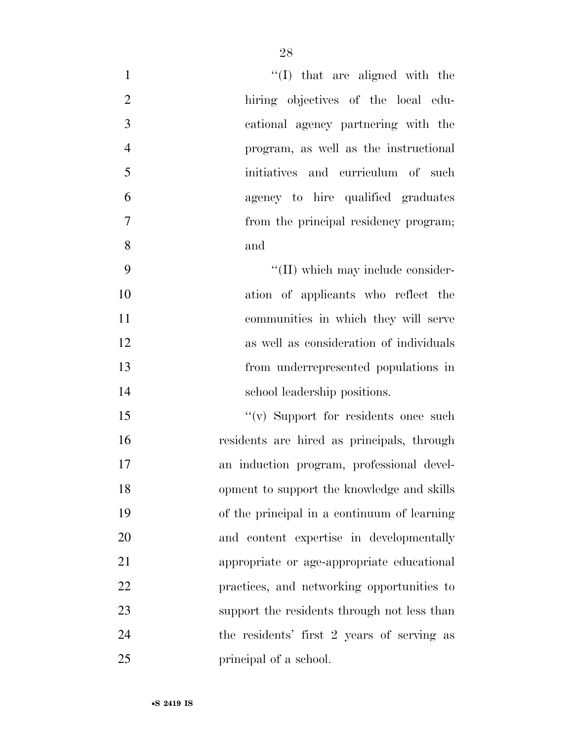''(I) that are aligned with the hiring objectives of the local educational agency partnering with the program, as well as the instructional initiatives and curriculum of such agency to hire qualified graduates from the principal residency program; and

''(II) which may include consideration of applicants who reflect the communities in which they will serve as well as consideration of individuals from underrepresented populations in school leadership positions.

''(v) Support for residents once such residents are hired as principals, through an induction program, professional development to support the knowledge and skills of the principal in a continuum of learning and content expertise in developmentally appropriate or age-appropriate educational practices, and networking opportunities to support the residents through not less than the residents' first 2 years of serving as principal of a school.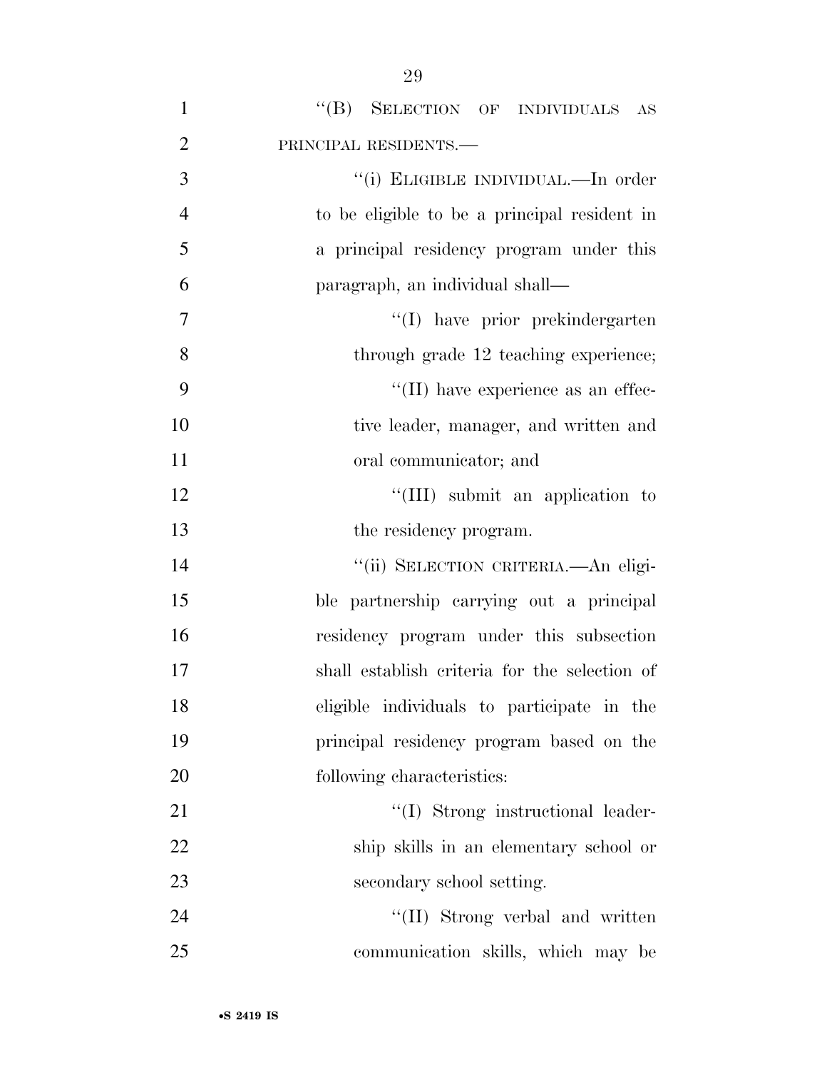''(B) SELECTION OF INDIVIDUALS AS PRINCIPAL RESIDENTS.—

''(i) ELIGIBLE INDIVIDUAL.—In order to be eligible to be a principal resident in a principal residency program under this paragraph, an individual shall—

''(I) have prior prekindergarten through grade 12 teaching experience;

''(II) have experience as an effective leader, manager, and written and oral communicator; and

''(III) submit an application to the residency program.

''(ii) SELECTION CRITERIA.—An eligible partnership carrying out a principal residency program under this subsection shall establish criteria for the selection of eligible individuals to participate in the principal residency program based on the following characteristics:

''(I) Strong instructional leadership skills in an elementary school or secondary school setting.

''(II) Strong verbal and written communication skills, which may be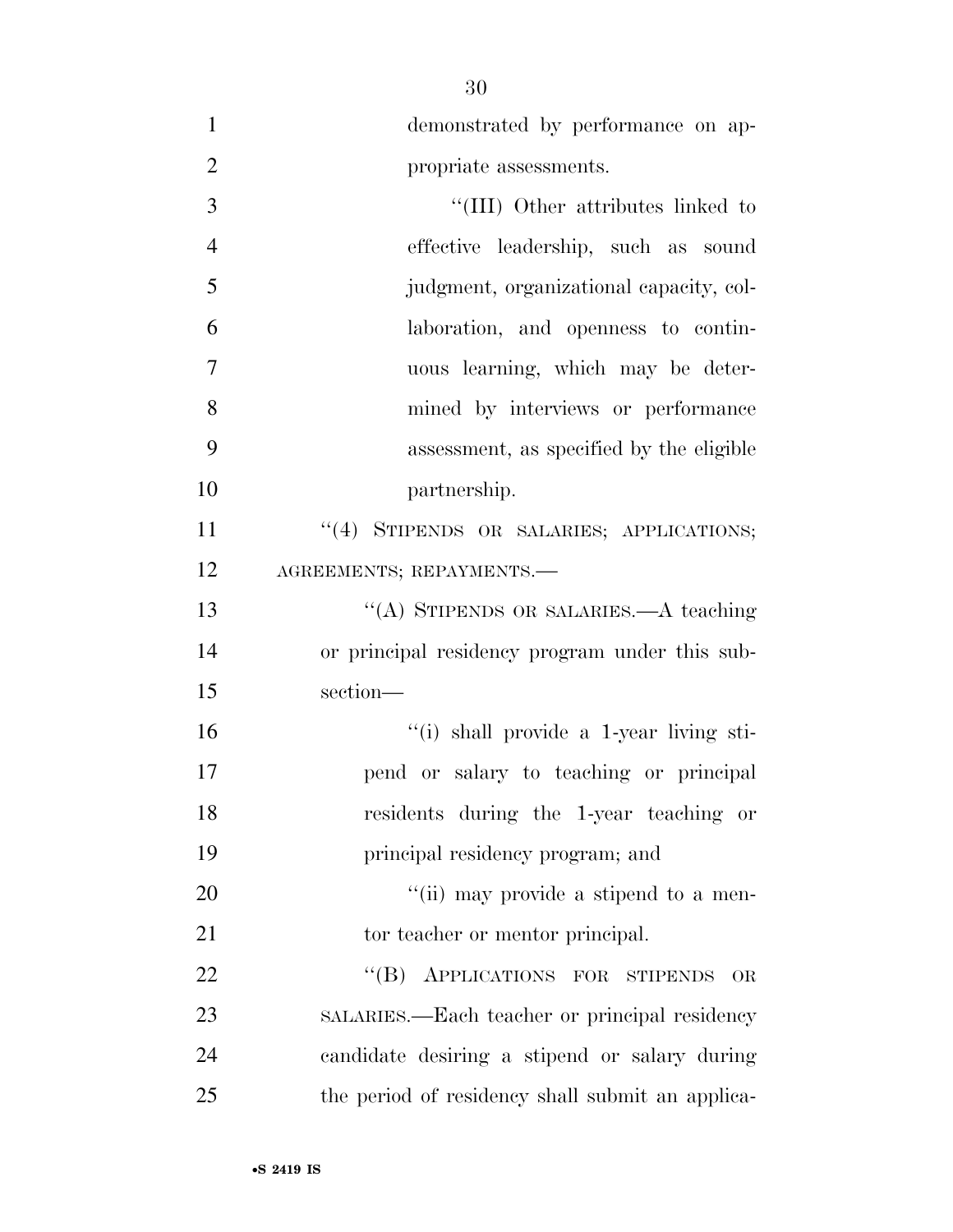demonstrated by performance on appropriate assessments.

"(III) Other attributes linked to effective leadership, such as sound judgment, organizational capacity, collaboration, and openness to continuous learning, which may be determined by interviews or performance assessment, as specified by the eligible partnership.

"(4) STIPENDS OR SALARIES; APPLICATIONS; AGREEMENTS; REPAYMENTS.—

"(A) STIPENDS OR SALARIES.—A teaching or principal residency program under this subsection—

"(i) shall provide a 1-year living stipend or salary to teaching or principal residents during the 1-year teaching or principal residency program; and

"(ii) may provide a stipend to a mentor teacher or mentor principal.

"(B) APPLICATIONS FOR STIPENDS OR SALARIES.—Each teacher or principal residency candidate desiring a stipend or salary during the period of residency shall submit an applica-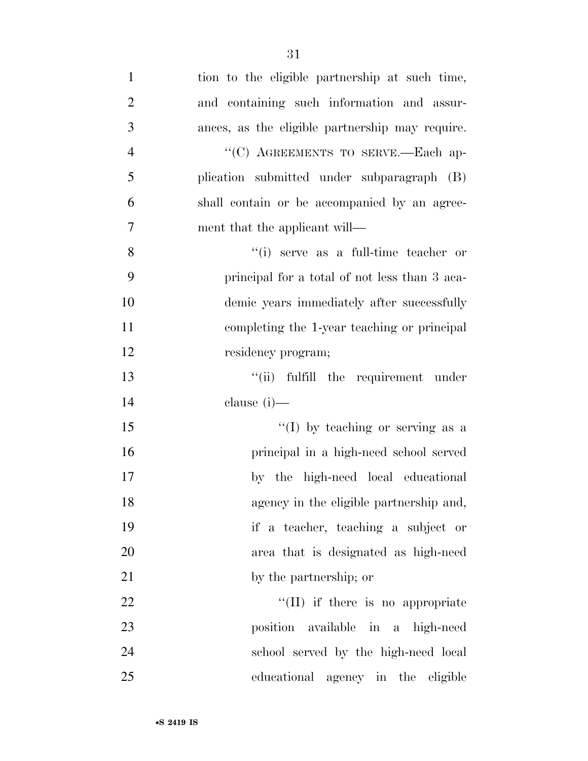tion to the eligible partnership at such time, and containing such information and assurances, as the eligible partnership may require.

"(C) AGREEMENTS TO SERVE.—Each application submitted under subparagraph (B) shall contain or be accompanied by an agreement that the applicant will—

"(i) serve as a full-time teacher or principal for a total of not less than 3 academic years immediately after successfully completing the 1-year teaching or principal residency program;

"(ii) fulfill the requirement under clause (i)—

"(I) by teaching or serving as a principal in a high-need school served by the high-need local educational agency in the eligible partnership and, if a teacher, teaching a subject or area that is designated as high-need by the partnership; or

"(II) if there is no appropriate position available in a high-need school served by the high-need local educational agency in the eligible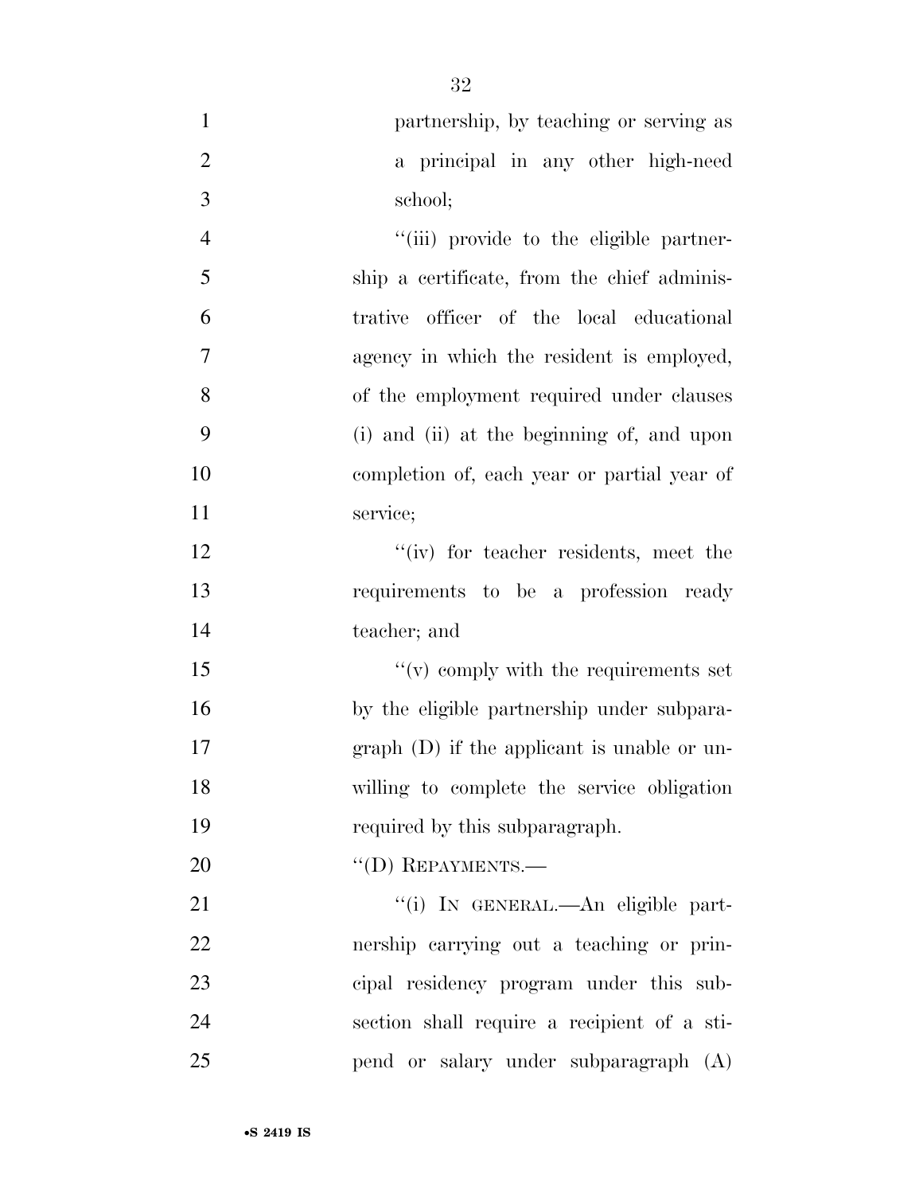partnership, by teaching or serving as a principal in any other high-need school;

"(iii) provide to the eligible partnership a certificate, from the chief administrative officer of the local educational agency in which the resident is employed, of the employment required under clauses (i) and (ii) at the beginning of, and upon completion of, each year or partial year of service;

"(iv) for teacher residents, meet the requirements to be a profession ready teacher; and

"(v) comply with the requirements set by the eligible partnership under subparagraph (D) if the applicant is unable or unwilling to complete the service obligation required by this subparagraph.

"(D) REPAYMENTS.—

"(i) IN GENERAL.—An eligible partnership carrying out a teaching or principal residency program under this subsection shall require a recipient of a stipend or salary under subparagraph (A)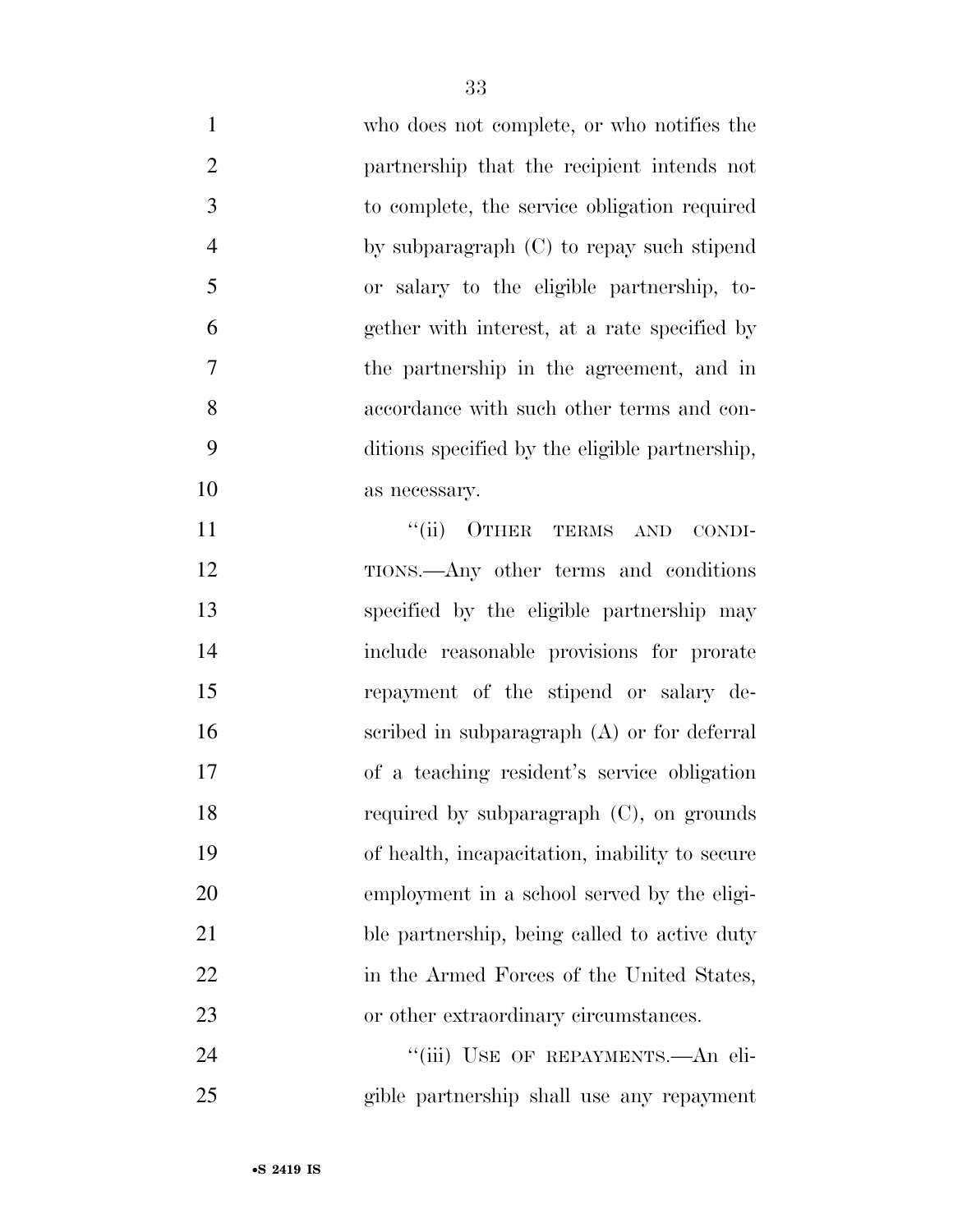who does not complete, or who notifies the partnership that the recipient intends not to complete, the service obligation required by subparagraph (C) to repay such stipend or salary to the eligible partnership, together with interest, at a rate specified by the partnership in the agreement, and in accordance with such other terms and conditions specified by the eligible partnership, as necessary.

"(ii) OTHER TERMS AND CONDITIONS.—Any other terms and conditions specified by the eligible partnership may include reasonable provisions for prorate repayment of the stipend or salary described in subparagraph (A) or for deferral of a teaching resident's service obligation required by subparagraph (C), on grounds of health, incapacitation, inability to secure employment in a school served by the eligible partnership, being called to active duty in the Armed Forces of the United States, or other extraordinary circumstances.

"(iii) USE OF REPAYMENTS.—An eligible partnership shall use any repayment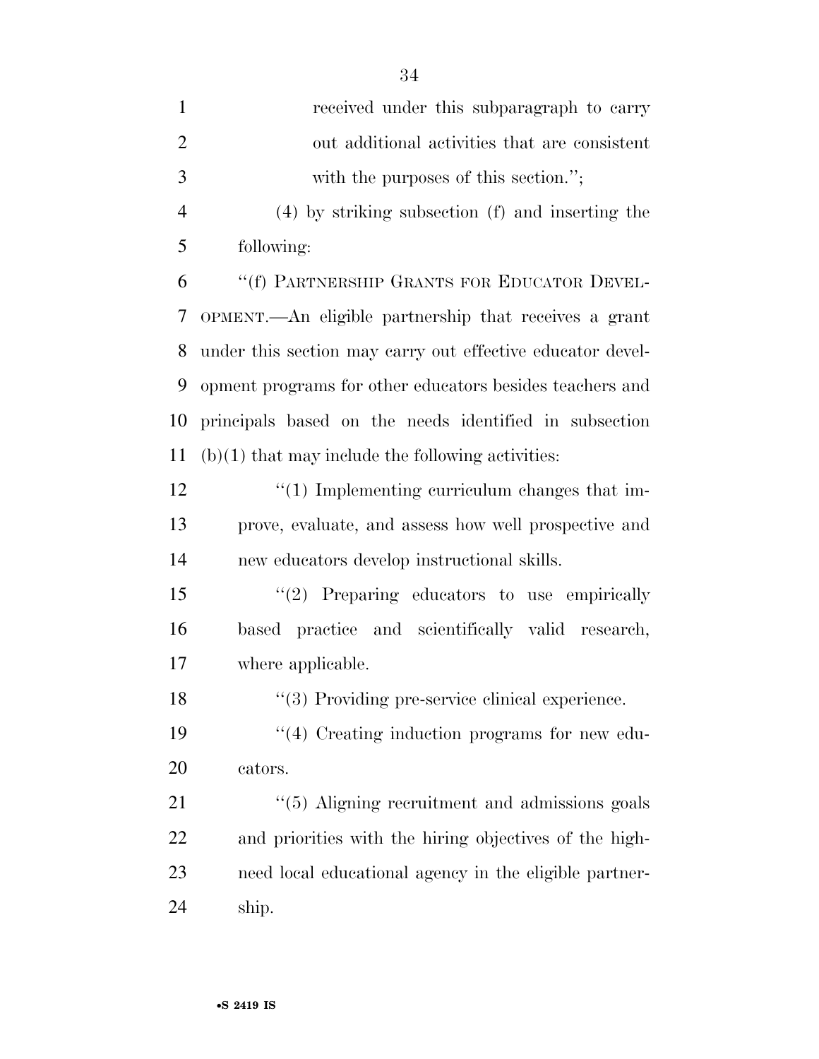received under this subparagraph to carry out additional activities that are consistent with the purposes of this section.'';

(4) by striking subsection (f) and inserting the following:

''(f) PARTNERSHIP GRANTS FOR EDUCATOR DEVELOPMENT.—An eligible partnership that receives a grant under this section may carry out effective educator development programs for other educators besides teachers and principals based on the needs identified in subsection (b)(1) that may include the following activities:

''(1) Implementing curriculum changes that improve, evaluate, and assess how well prospective and new educators develop instructional skills.

''(2) Preparing educators to use empirically based practice and scientifically valid research, where applicable.

''(3) Providing pre-service clinical experience.

''(4) Creating induction programs for new educators.

''(5) Aligning recruitment and admissions goals and priorities with the hiring objectives of the high-need local educational agency in the eligible partnership.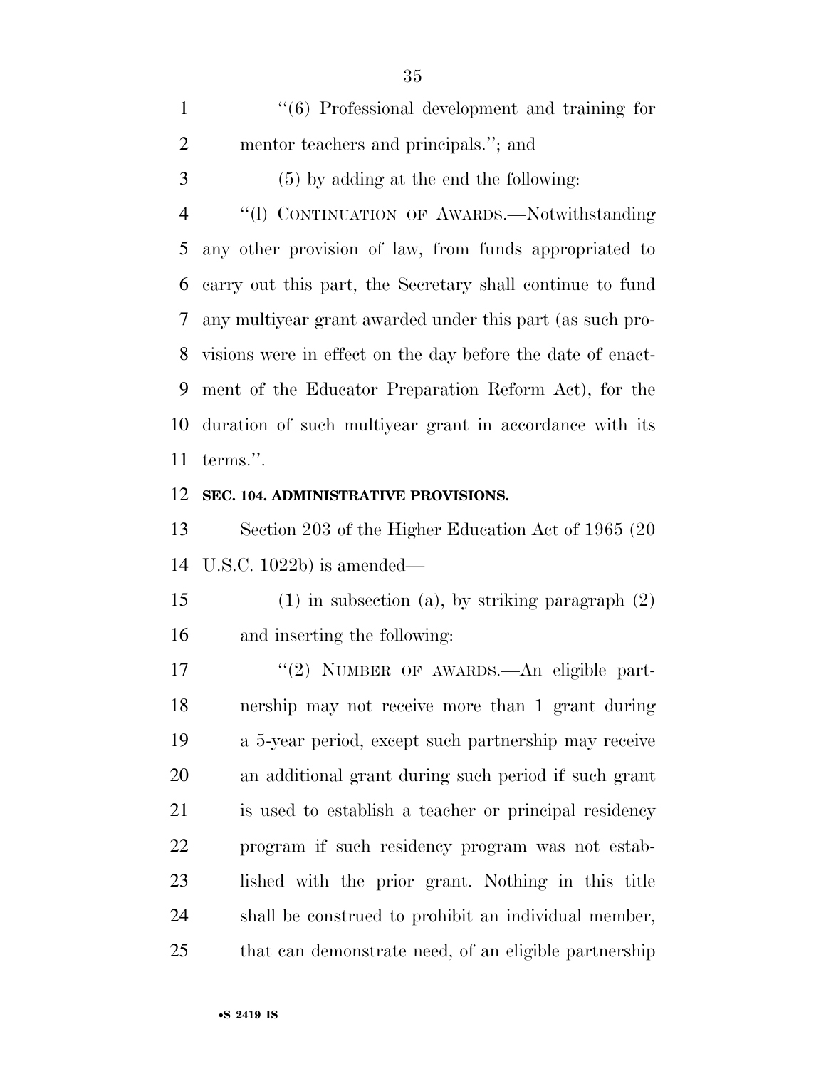''(6) Professional development and training for mentor teachers and principals.''; and

(5) by adding at the end the following:

''(l) CONTINUATION OF AWARDS.—Notwithstanding any other provision of law, from funds appropriated to carry out this part, the Secretary shall continue to fund any multiyear grant awarded under this part (as such provisions were in effect on the day before the date of enactment of the Educator Preparation Reform Act), for the duration of such multiyear grant in accordance with its terms.''.

**SEC. 104. ADMINISTRATIVE PROVISIONS.**

Section 203 of the Higher Education Act of 1965 (20 U.S.C. 1022b) is amended—

(1) in subsection (a), by striking paragraph (2) and inserting the following:

''(2) NUMBER OF AWARDS.—An eligible partnership may not receive more than 1 grant during a 5-year period, except such partnership may receive an additional grant during such period if such grant is used to establish a teacher or principal residency program if such residency program was not established with the prior grant. Nothing in this title shall be construed to prohibit an individual member, that can demonstrate need, of an eligible partnership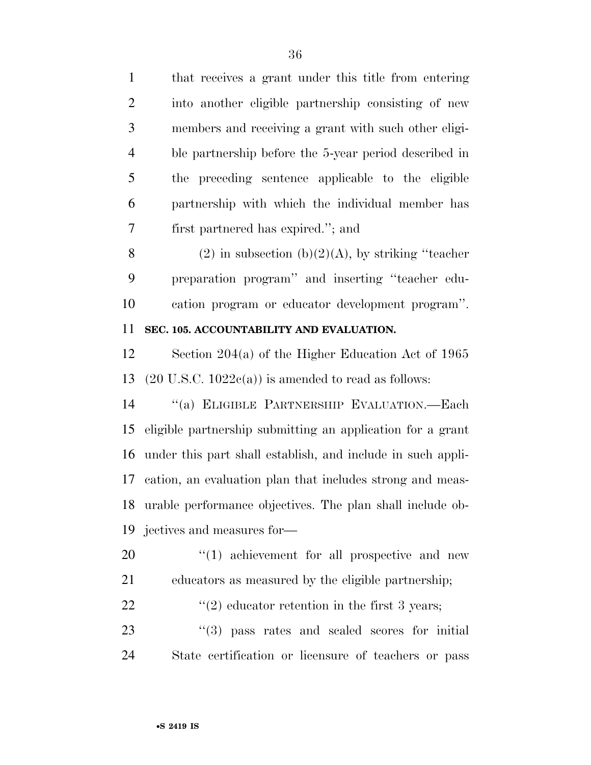that receives a grant under this title from entering into another eligible partnership consisting of new members and receiving a grant with such other eligible partnership before the 5-year period described in the preceding sentence applicable to the eligible partnership with which the individual member has first partnered has expired.''; and

(2) in subsection (b)(2)(A), by striking ''teacher preparation program'' and inserting ''teacher education program or educator development program''.

**SEC. 105. ACCOUNTABILITY AND EVALUATION.**

Section 204(a) of the Higher Education Act of 1965 (20 U.S.C. 1022c(a)) is amended to read as follows:

''(a) ELIGIBLE PARTNERSHIP EVALUATION.—Each eligible partnership submitting an application for a grant under this part shall establish, and include in such application, an evaluation plan that includes strong and measurable performance objectives. The plan shall include objectives and measures for—

''(1) achievement for all prospective and new educators as measured by the eligible partnership;

''(2) educator retention in the first 3 years;

''(3) pass rates and scaled scores for initial State certification or licensure of teachers or pass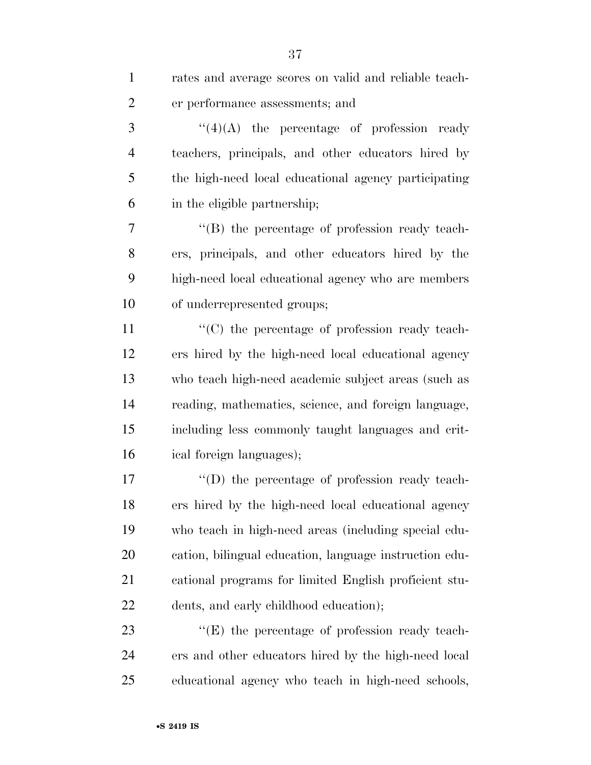rates and average scores on valid and reliable teacher performance assessments; and

''(4)(A) the percentage of profession ready teachers, principals, and other educators hired by the high-need local educational agency participating in the eligible partnership;

''(B) the percentage of profession ready teachers, principals, and other educators hired by the high-need local educational agency who are members of underrepresented groups;

''(C) the percentage of profession ready teachers hired by the high-need local educational agency who teach high-need academic subject areas (such as reading, mathematics, science, and foreign language, including less commonly taught languages and critical foreign languages);

''(D) the percentage of profession ready teachers hired by the high-need local educational agency who teach in high-need areas (including special education, bilingual education, language instruction educational programs for limited English proficient students, and early childhood education);

''(E) the percentage of profession ready teachers and other educators hired by the high-need local educational agency who teach in high-need schools,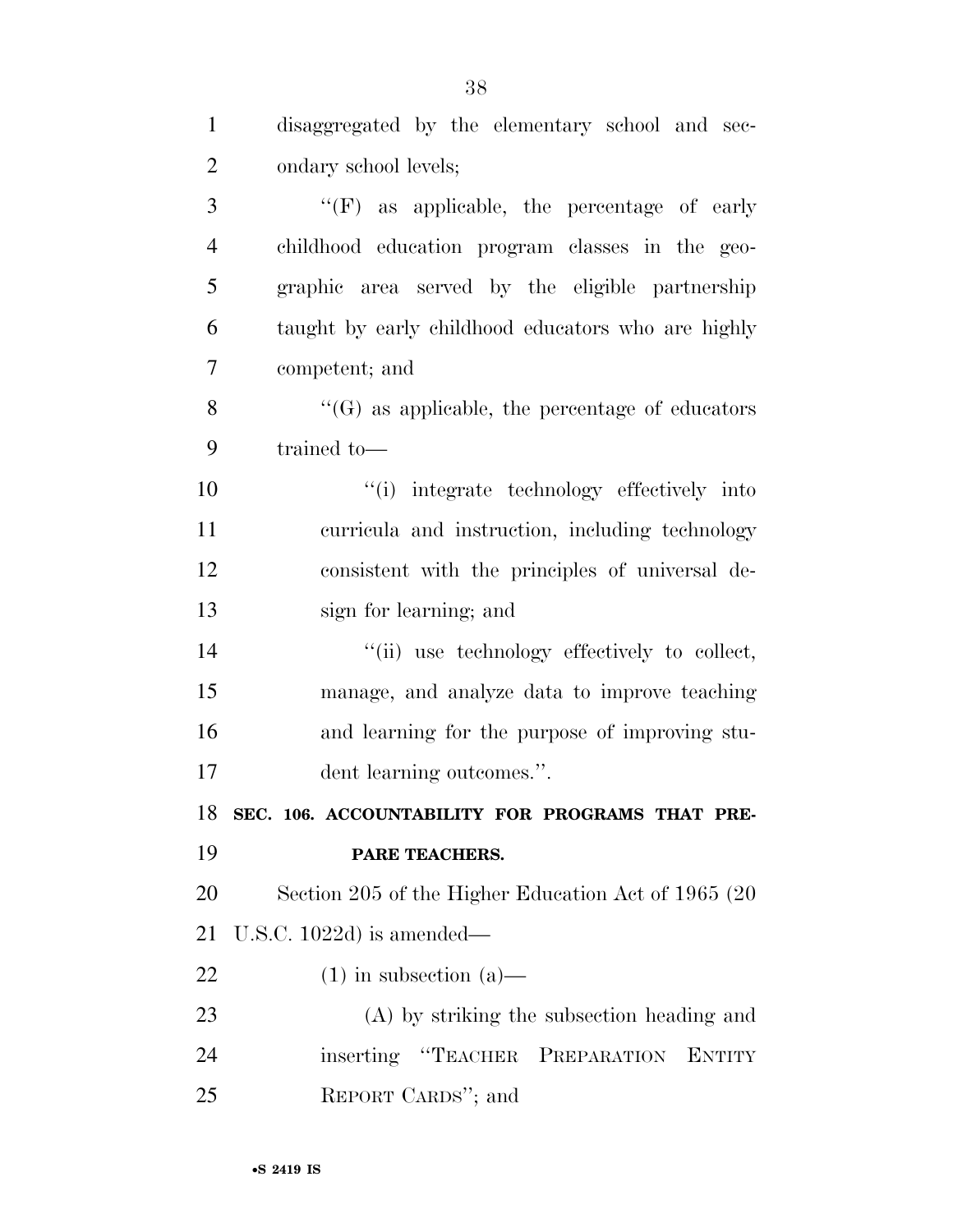disaggregated by the elementary school and secondary school levels;

''(F) as applicable, the percentage of early childhood education program classes in the geographic area served by the eligible partnership taught by early childhood educators who are highly competent; and

''(G) as applicable, the percentage of educators trained to—

''(i) integrate technology effectively into curricula and instruction, including technology consistent with the principles of universal design for learning; and

''(ii) use technology effectively to collect, manage, and analyze data to improve teaching and learning for the purpose of improving student learning outcomes.''.

**SEC. 106. ACCOUNTABILITY FOR PROGRAMS THAT PREPARE TEACHERS.**

Section 205 of the Higher Education Act of 1965 (20 U.S.C. 1022d) is amended—

(1) in subsection (a)—

(A) by striking the subsection heading and inserting ''TEACHER PREPARATION ENTITY REPORT CARDS''; and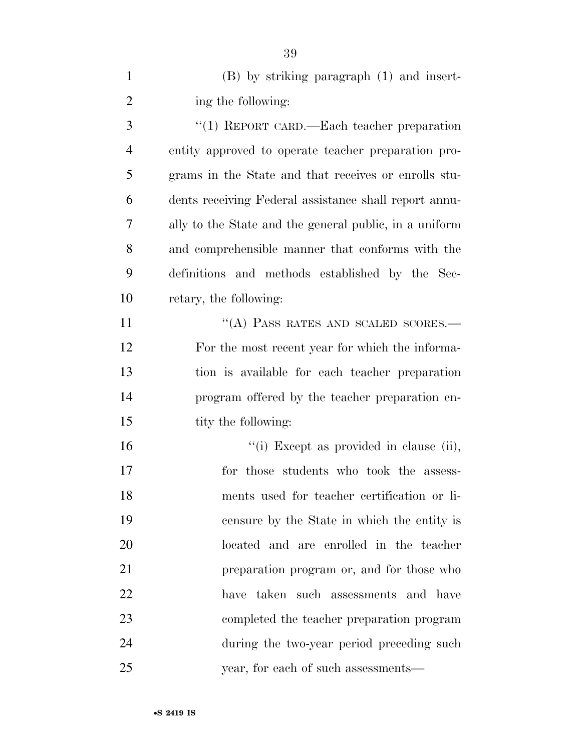(B) by striking paragraph (1) and inserting the following:

"(1) REPORT CARD.—Each teacher preparation entity approved to operate teacher preparation programs in the State and that receives or enrolls students receiving Federal assistance shall report annually to the State and the general public, in a uniform and comprehensible manner that conforms with the definitions and methods established by the Secretary, the following:

"(A) PASS RATES AND SCALED SCORES.—For the most recent year for which the information is available for each teacher preparation program offered by the teacher preparation entity the following:

"(i) Except as provided in clause (ii), for those students who took the assessments used for teacher certification or licensure by the State in which the entity is located and are enrolled in the teacher preparation program or, and for those who have taken such assessments and have completed the teacher preparation program during the two-year period preceding such year, for each of such assessments—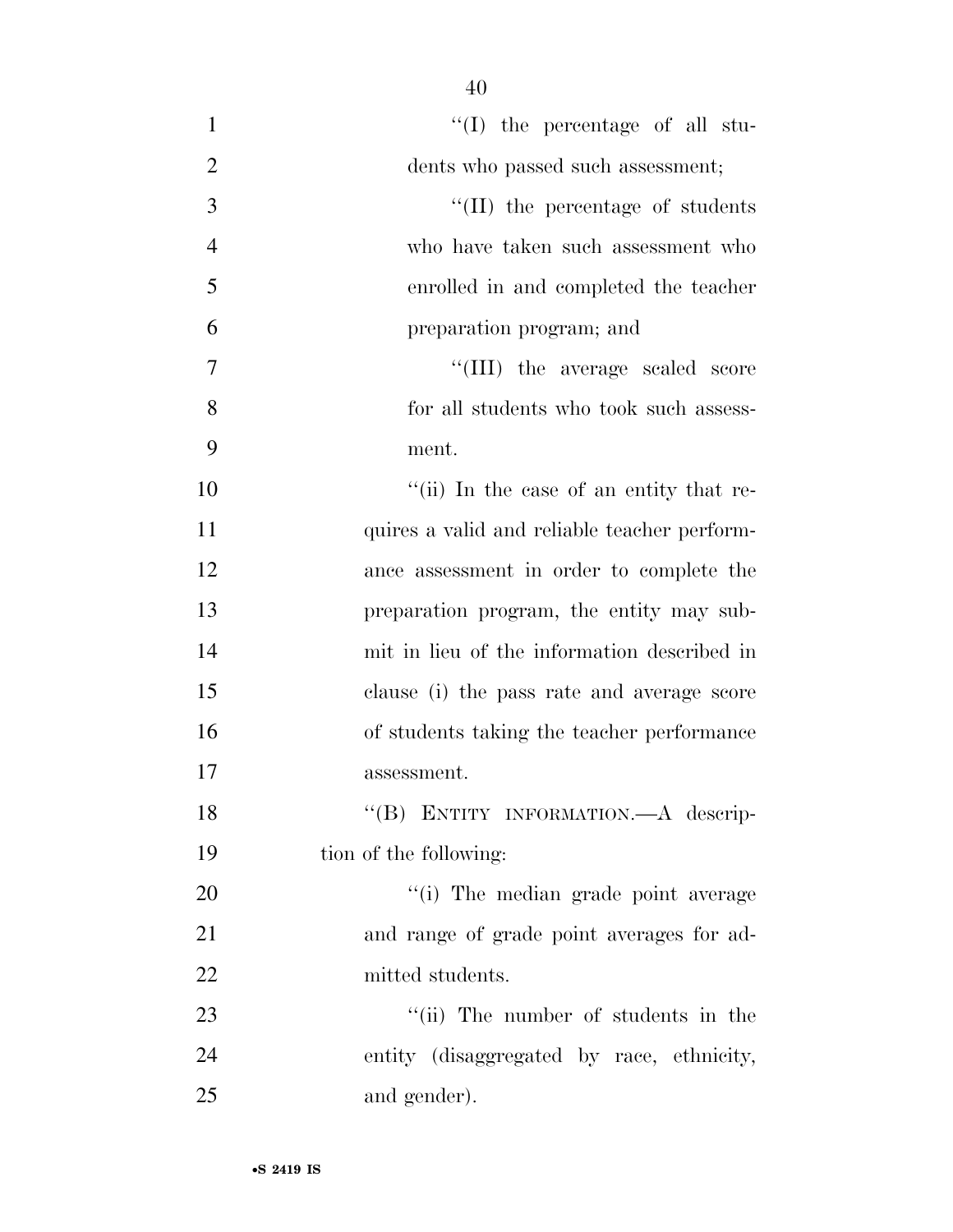"(I) the percentage of all students who passed such assessment;

"(II) the percentage of students who have taken such assessment who enrolled in and completed the teacher preparation program; and

"(III) the average scaled score for all students who took such assessment.

"(ii) In the case of an entity that requires a valid and reliable teacher performance assessment in order to complete the preparation program, the entity may submit in lieu of the information described in clause (i) the pass rate and average score of students taking the teacher performance assessment.

"(B) ENTITY INFORMATION.—A description of the following:

"(i) The median grade point average and range of grade point averages for admitted students.

"(ii) The number of students in the entity (disaggregated by race, ethnicity, and gender).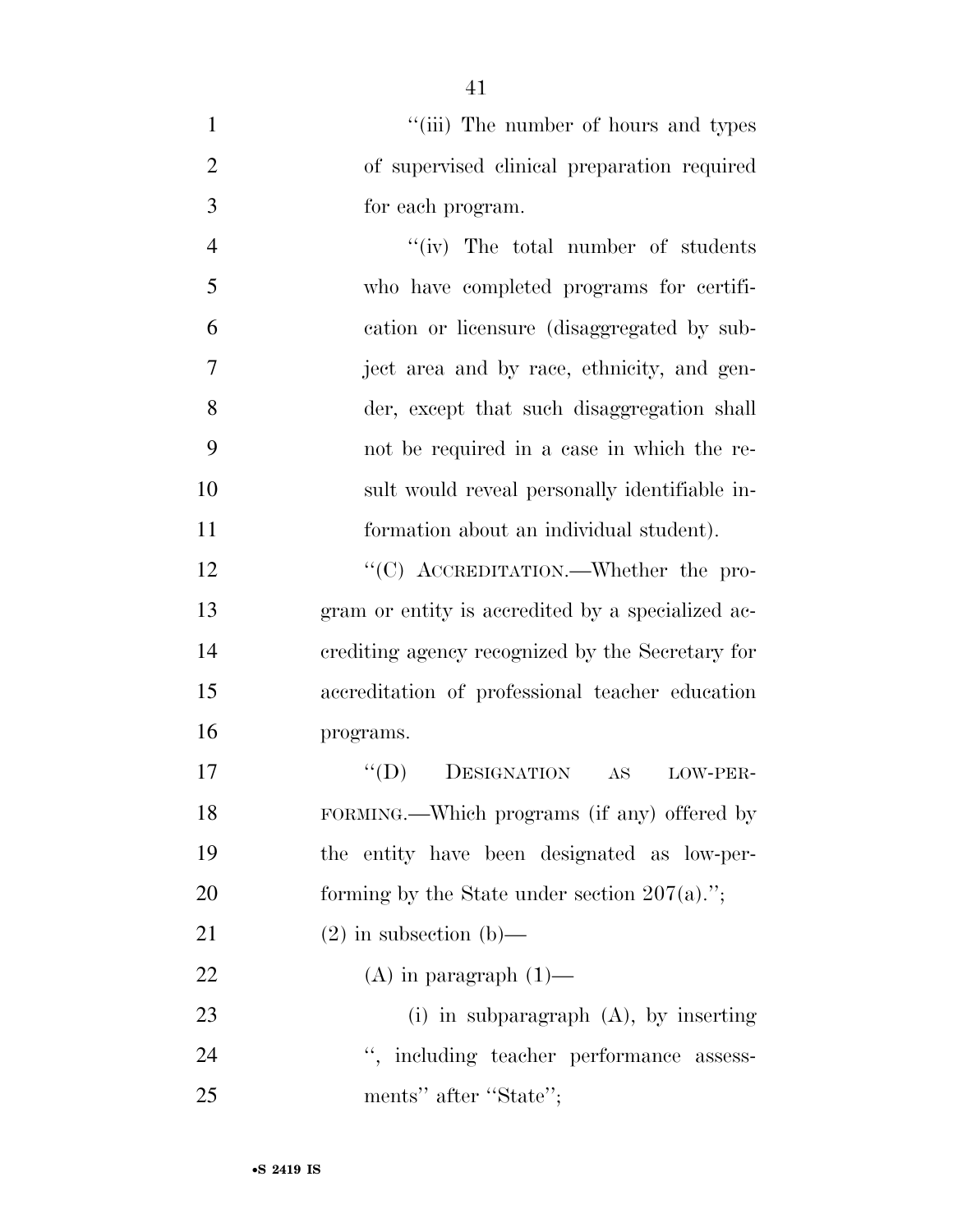"(iii) The number of hours and types of supervised clinical preparation required for each program.

"(iv) The total number of students who have completed programs for certification or licensure (disaggregated by subject area and by race, ethnicity, and gender, except that such disaggregation shall not be required in a case in which the result would reveal personally identifiable information about an individual student).

"(C) ACCREDITATION.—Whether the program or entity is accredited by a specialized accrediting agency recognized by the Secretary for accreditation of professional teacher education programs.

"(D) DESIGNATION AS LOW-PERFORMING.—Which programs (if any) offered by the entity have been designated as low-performing by the State under section 207(a).";

(2) in subsection (b)—

(A) in paragraph (1)—

(i) in subparagraph (A), by inserting ", including teacher performance assessments" after "State";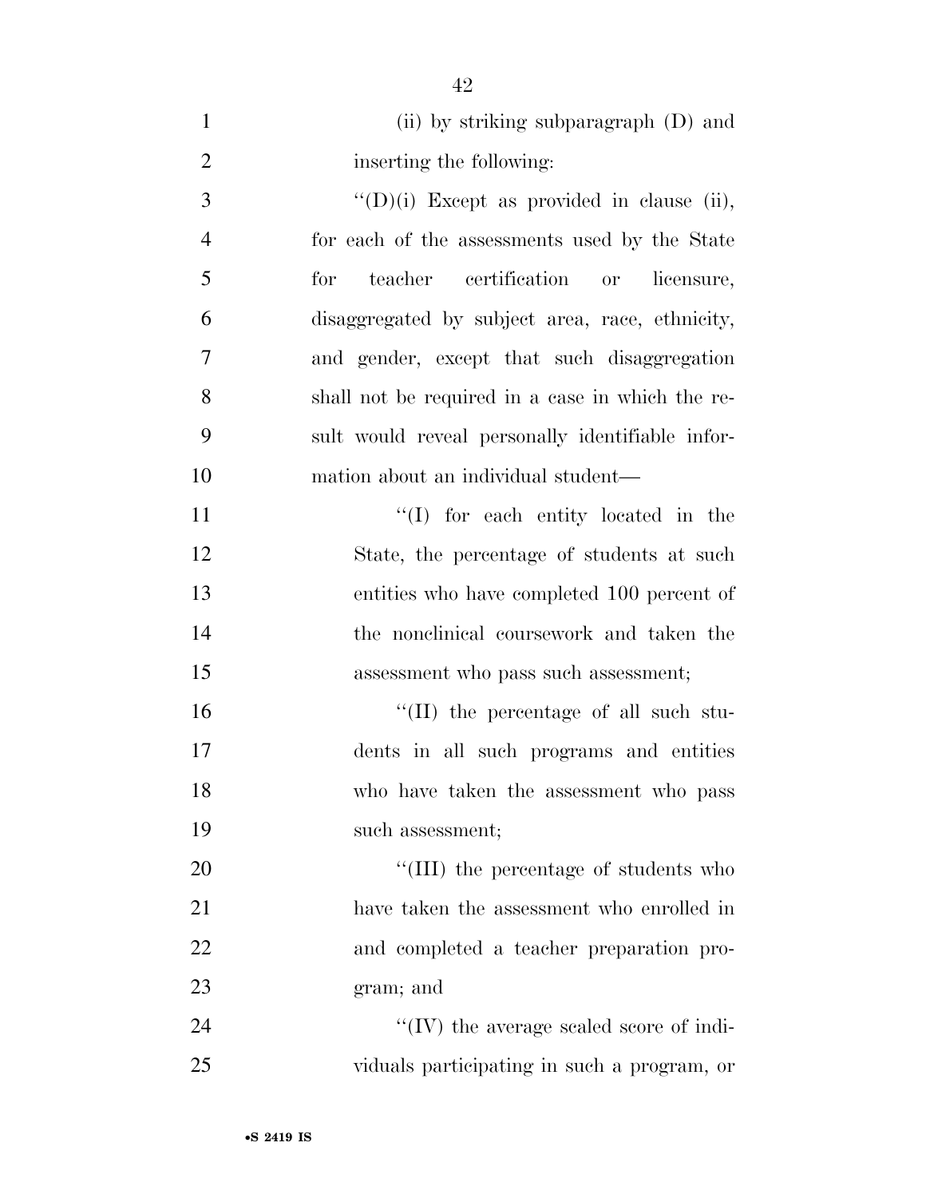(ii) by striking subparagraph (D) and inserting the following:

"(D)(i) Except as provided in clause (ii), for each of the assessments used by the State for teacher certification or licensure, disaggregated by subject area, race, ethnicity, and gender, except that such disaggregation shall not be required in a case in which the result would reveal personally identifiable information about an individual student—

"(I) for each entity located in the State, the percentage of students at such entities who have completed 100 percent of the nonclinical coursework and taken the assessment who pass such assessment;

"(II) the percentage of all such students in all such programs and entities who have taken the assessment who pass such assessment;

"(III) the percentage of students who have taken the assessment who enrolled in and completed a teacher preparation program; and

"(IV) the average scaled score of individuals participating in such a program, or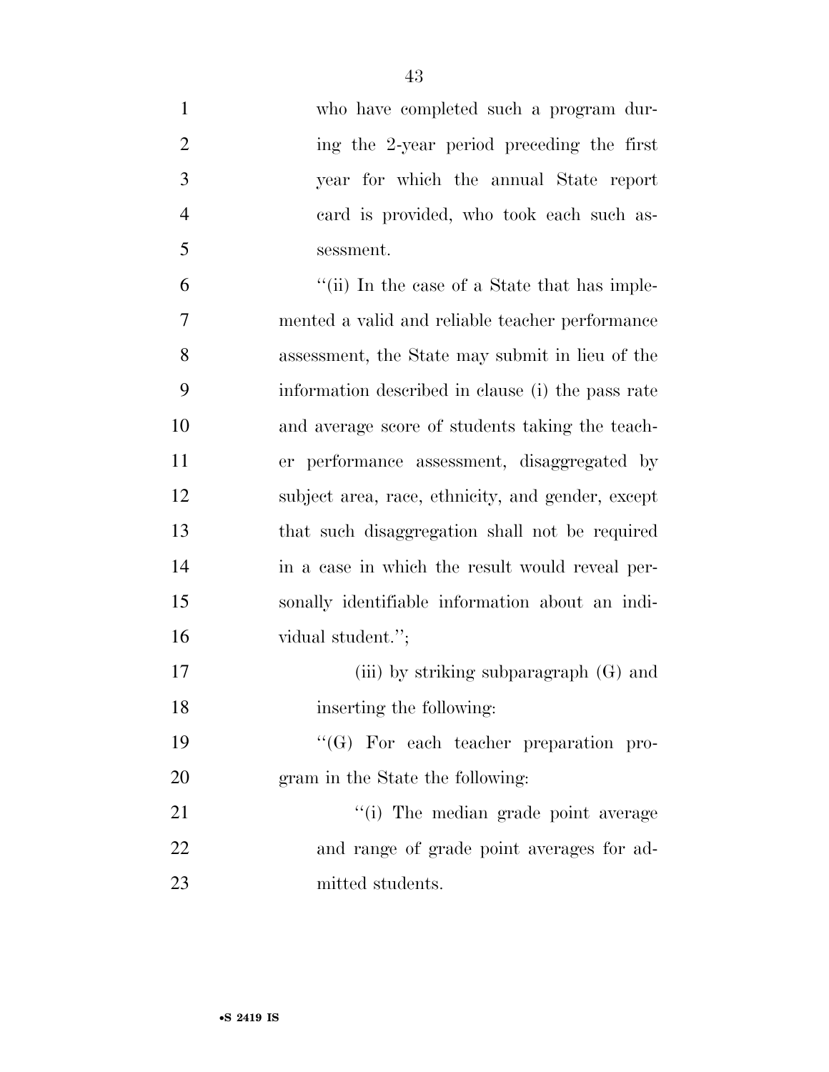who have completed such a program during the 2-year period preceding the first year for which the annual State report card is provided, who took each such assessment.

''(ii) In the case of a State that has implemented a valid and reliable teacher performance assessment, the State may submit in lieu of the information described in clause (i) the pass rate and average score of students taking the teacher performance assessment, disaggregated by subject area, race, ethnicity, and gender, except that such disaggregation shall not be required in a case in which the result would reveal personally identifiable information about an individual student.'';

(iii) by striking subparagraph (G) and inserting the following:

''(G) For each teacher preparation program in the State the following:

''(i) The median grade point average and range of grade point averages for admitted students.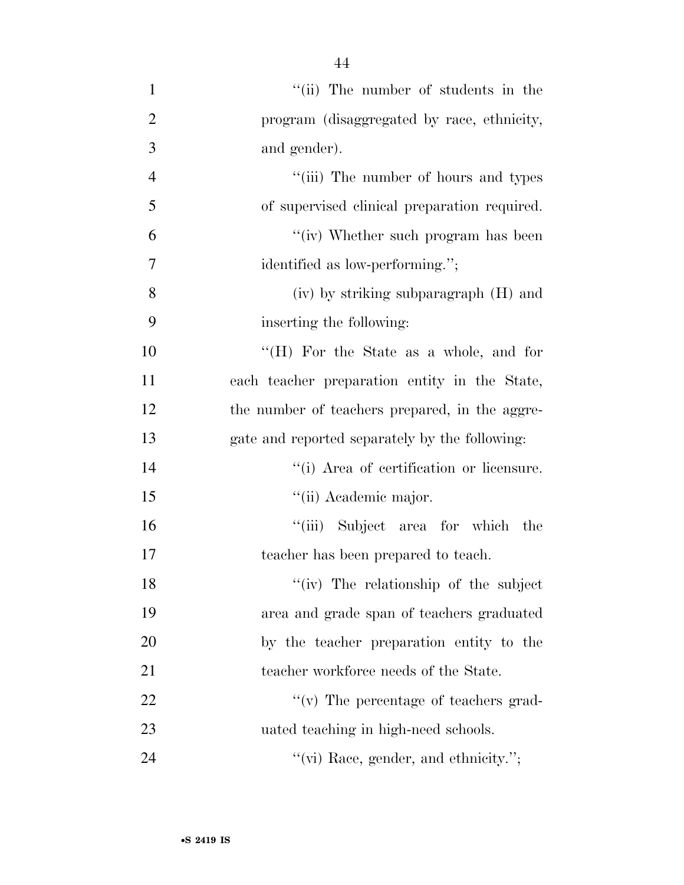''(ii) The number of students in the program (disaggregated by race, ethnicity, and gender).

''(iii) The number of hours and types of supervised clinical preparation required.

''(iv) Whether such program has been identified as low-performing.'';

(iv) by striking subparagraph (H) and inserting the following:

''(H) For the State as a whole, and for each teacher preparation entity in the State, the number of teachers prepared, in the aggregate and reported separately by the following:

''(i) Area of certification or licensure.

''(ii) Academic major.

''(iii) Subject area for which the teacher has been prepared to teach.

''(iv) The relationship of the subject area and grade span of teachers graduated by the teacher preparation entity to the teacher workforce needs of the State.

''(v) The percentage of teachers graduated teaching in high-need schools.

''(vi) Race, gender, and ethnicity.'';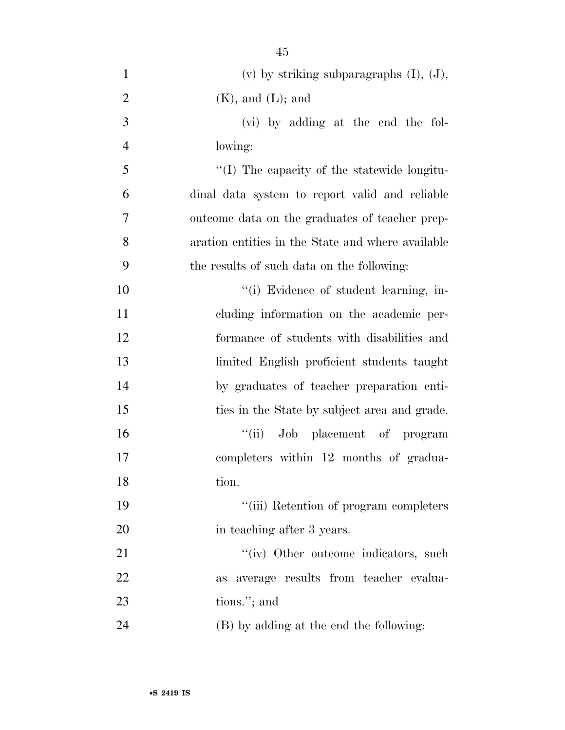(v) by striking subparagraphs (I), (J), (K), and (L); and

(vi) by adding at the end the following:

''(I) The capacity of the statewide longitudinal data system to report valid and reliable outcome data on the graduates of teacher preparation entities in the State and where available the results of such data on the following:

''(i) Evidence of student learning, including information on the academic performance of students with disabilities and limited English proficient students taught by graduates of teacher preparation entities in the State by subject area and grade.

''(ii) Job placement of program completers within 12 months of graduation.

''(iii) Retention of program completers in teaching after 3 years.

''(iv) Other outcome indicators, such as average results from teacher evaluations.''; and

(B) by adding at the end the following: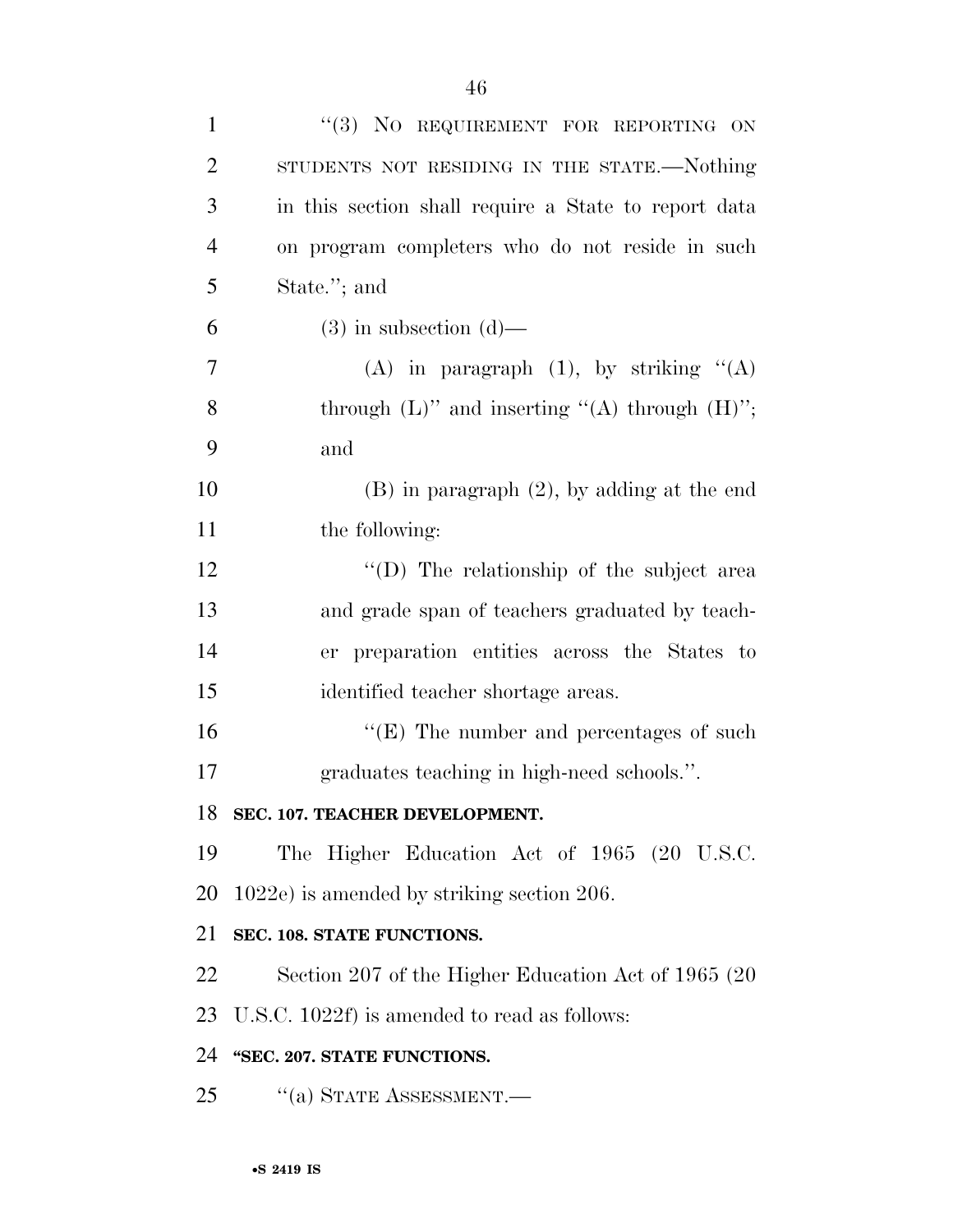"(3) NO REQUIREMENT FOR REPORTING ON STUDENTS NOT RESIDING IN THE STATE.—Nothing in this section shall require a State to report data on program completers who do not reside in such State."; and

(3) in subsection (d)—

(A) in paragraph (1), by striking "(A) through (L)" and inserting "(A) through (H)"; and

(B) in paragraph (2), by adding at the end the following:

"(D) The relationship of the subject area and grade span of teachers graduated by teacher preparation entities across the States to identified teacher shortage areas.

"(E) The number and percentages of such graduates teaching in high-need schools.".

**SEC. 107. TEACHER DEVELOPMENT.**

The Higher Education Act of 1965 (20 U.S.C. 1022e) is amended by striking section 206.

**SEC. 108. STATE FUNCTIONS.**

Section 207 of the Higher Education Act of 1965 (20 U.S.C. 1022f) is amended to read as follows:

**"SEC. 207. STATE FUNCTIONS.**

"(a) STATE ASSESSMENT.—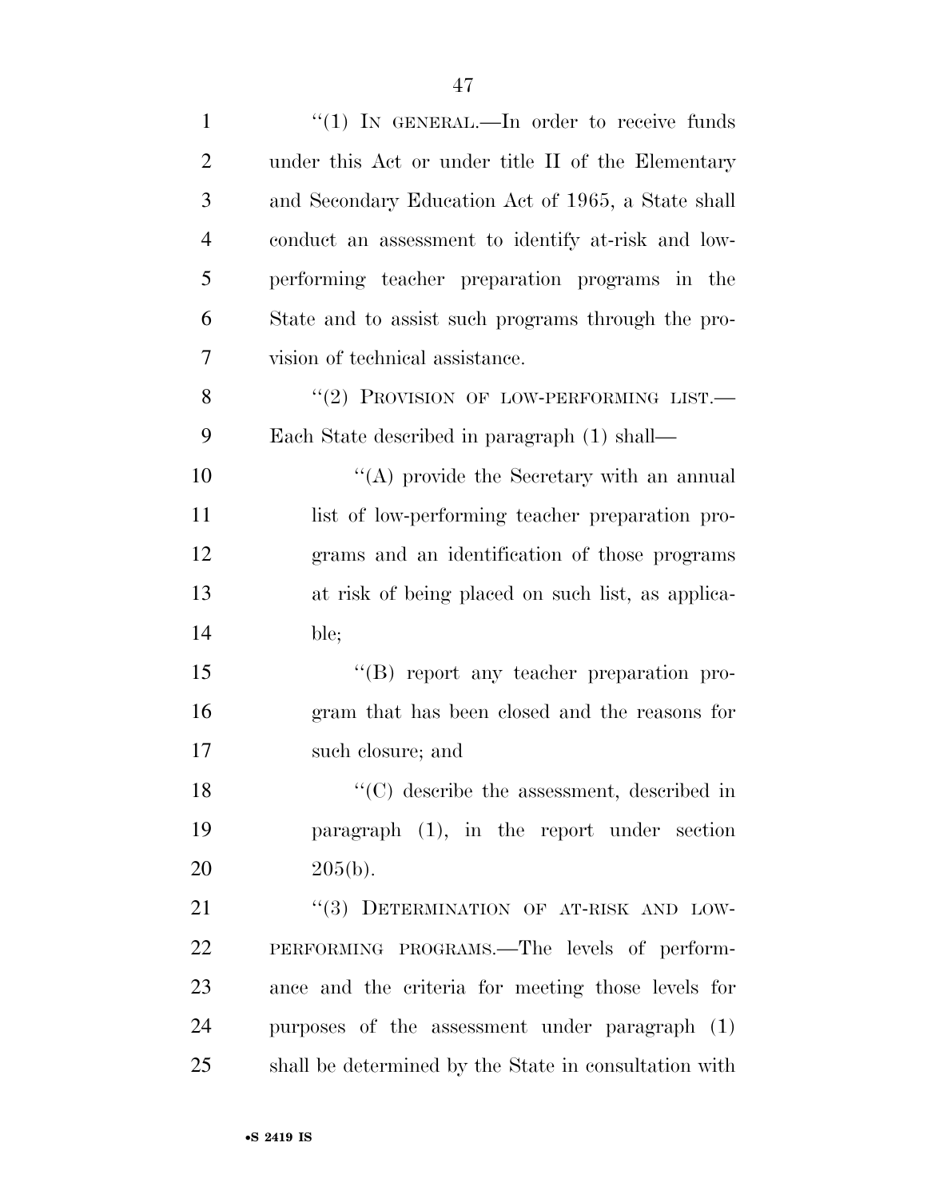"(1) IN GENERAL.—In order to receive funds under this Act or under title II of the Elementary and Secondary Education Act of 1965, a State shall conduct an assessment to identify at-risk and low-performing teacher preparation programs in the State and to assist such programs through the provision of technical assistance.

"(2) PROVISION OF LOW-PERFORMING LIST.—Each State described in paragraph (1) shall—

"(A) provide the Secretary with an annual list of low-performing teacher preparation programs and an identification of those programs at risk of being placed on such list, as applicable;

"(B) report any teacher preparation program that has been closed and the reasons for such closure; and

"(C) describe the assessment, described in paragraph (1), in the report under section 205(b).

"(3) DETERMINATION OF AT-RISK AND LOW-PERFORMING PROGRAMS.—The levels of performance and the criteria for meeting those levels for purposes of the assessment under paragraph (1) shall be determined by the State in consultation with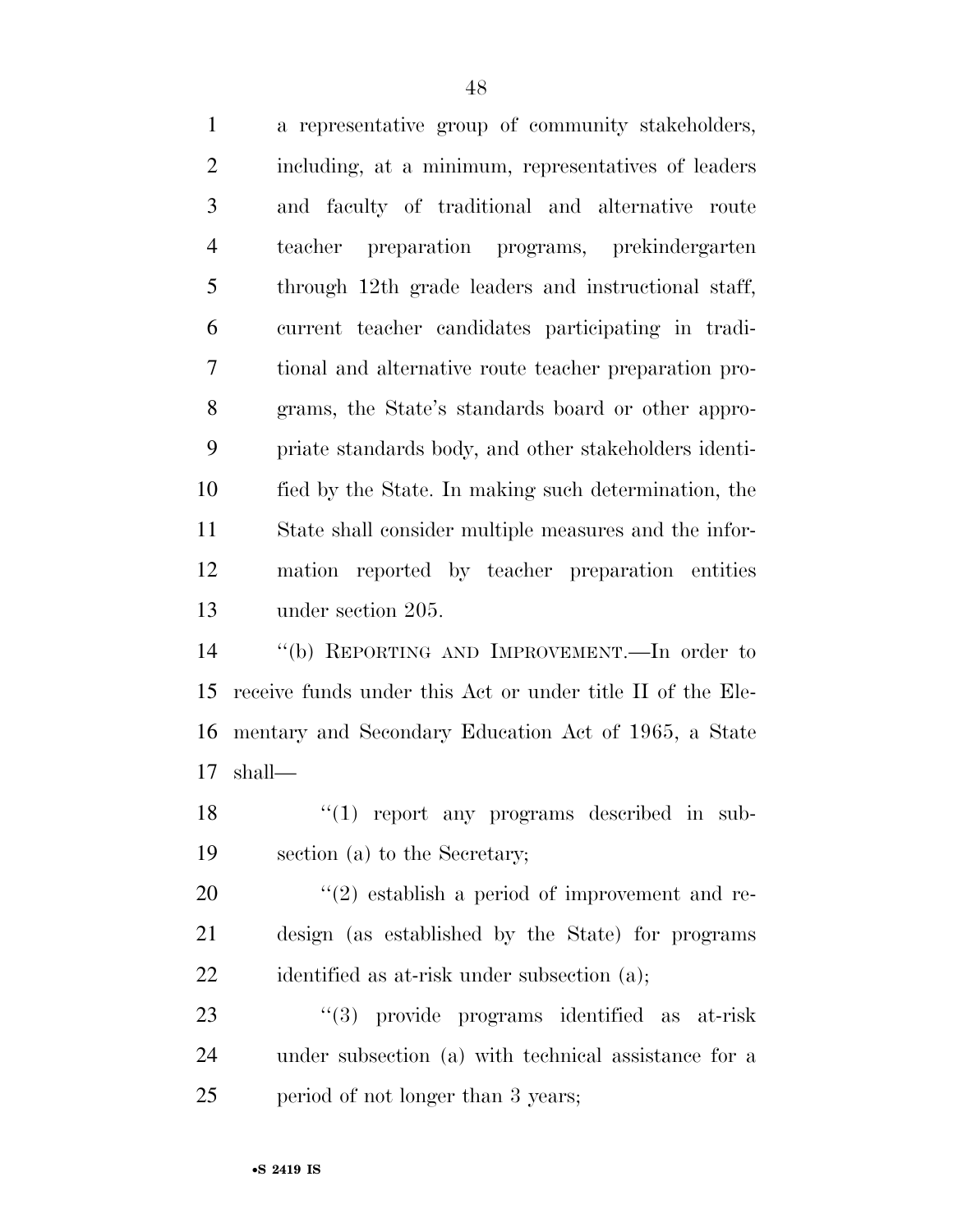a representative group of community stakeholders, including, at a minimum, representatives of leaders and faculty of traditional and alternative route teacher preparation programs, prekindergarten through 12th grade leaders and instructional staff, current teacher candidates participating in traditional and alternative route teacher preparation programs, the State's standards board or other appropriate standards body, and other stakeholders identified by the State. In making such determination, the State shall consider multiple measures and the information reported by teacher preparation entities under section 205.

"(b) REPORTING AND IMPROVEMENT.—In order to receive funds under this Act or under title II of the Elementary and Secondary Education Act of 1965, a State shall—

"(1) report any programs described in subsection (a) to the Secretary;

"(2) establish a period of improvement and redesign (as established by the State) for programs identified as at-risk under subsection (a);

"(3) provide programs identified as at-risk under subsection (a) with technical assistance for a period of not longer than 3 years;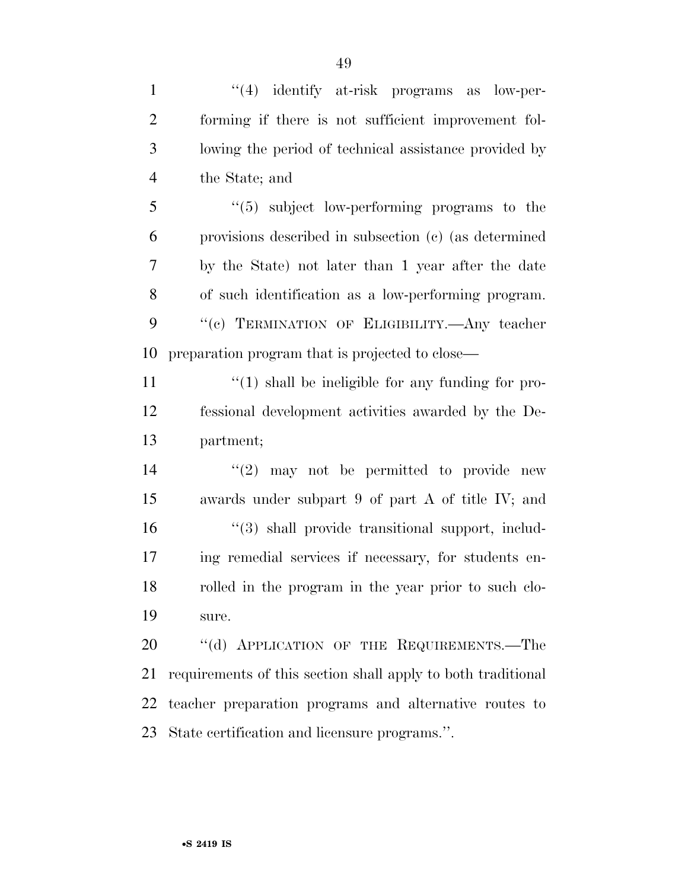"(4) identify at-risk programs as low-performing if there is not sufficient improvement following the period of technical assistance provided by the State; and

"(5) subject low-performing programs to the provisions described in subsection (c) (as determined by the State) not later than 1 year after the date of such identification as a low-performing program.

"(c) TERMINATION OF ELIGIBILITY.—Any teacher preparation program that is projected to close—

"(1) shall be ineligible for any funding for professional development activities awarded by the Department;

"(2) may not be permitted to provide new awards under subpart 9 of part A of title IV; and

"(3) shall provide transitional support, including remedial services if necessary, for students enrolled in the program in the year prior to such closure.

"(d) APPLICATION OF THE REQUIREMENTS.—The requirements of this section shall apply to both traditional teacher preparation programs and alternative routes to State certification and licensure programs.".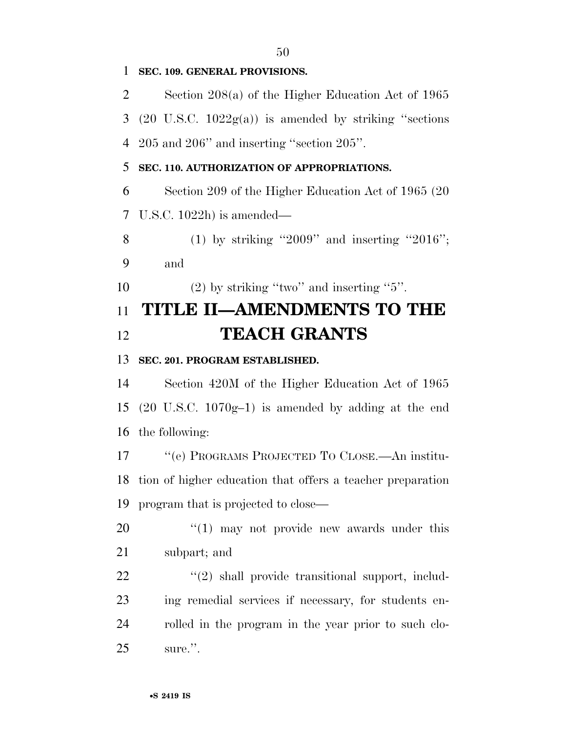**SEC. 109. GENERAL PROVISIONS.**

Section 208(a) of the Higher Education Act of 1965 (20 U.S.C. 1022g(a)) is amended by striking ''sections 205 and 206'' and inserting ''section 205''.

**SEC. 110. AUTHORIZATION OF APPROPRIATIONS.**

Section 209 of the Higher Education Act of 1965 (20 U.S.C. 1022h) is amended—

(1) by striking ''2009'' and inserting ''2016''; and

(2) by striking ''two'' and inserting ''5''.

# TITLE II—AMENDMENTS TO THE TEACH GRANTS

**SEC. 201. PROGRAM ESTABLISHED.**

Section 420M of the Higher Education Act of 1965 (20 U.S.C. 1070g–1) is amended by adding at the end the following:

''(e) PROGRAMS PROJECTED TO CLOSE.—An institution of higher education that offers a teacher preparation program that is projected to close—

''(1) may not provide new awards under this subpart; and

''(2) shall provide transitional support, including remedial services if necessary, for students enrolled in the program in the year prior to such closure.''.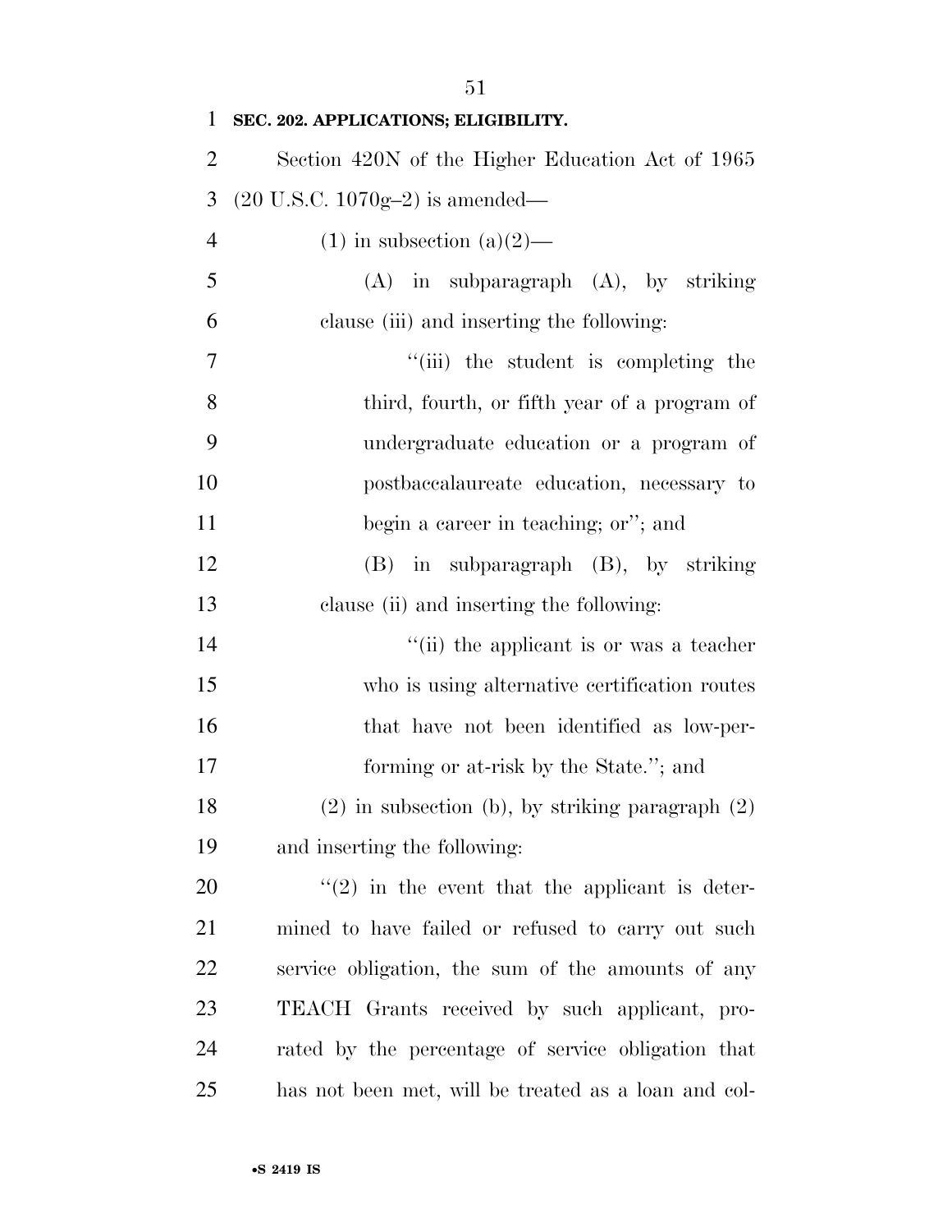**SEC. 202. APPLICATIONS; ELIGIBILITY.**

Section 420N of the Higher Education Act of 1965 (20 U.S.C. 1070g–2) is amended—

(1) in subsection (a)(2)—

(A) in subparagraph (A), by striking clause (iii) and inserting the following:

"(iii) the student is completing the third, fourth, or fifth year of a program of undergraduate education or a program of postbaccalaureate education, necessary to begin a career in teaching; or"; and

(B) in subparagraph (B), by striking clause (ii) and inserting the following:

"(ii) the applicant is or was a teacher who is using alternative certification routes that have not been identified as low-performing or at-risk by the State."; and

(2) in subsection (b), by striking paragraph (2) and inserting the following:

"(2) in the event that the applicant is determined to have failed or refused to carry out such service obligation, the sum of the amounts of any TEACH Grants received by such applicant, prorated by the percentage of service obligation that has not been met, will be treated as a loan and col-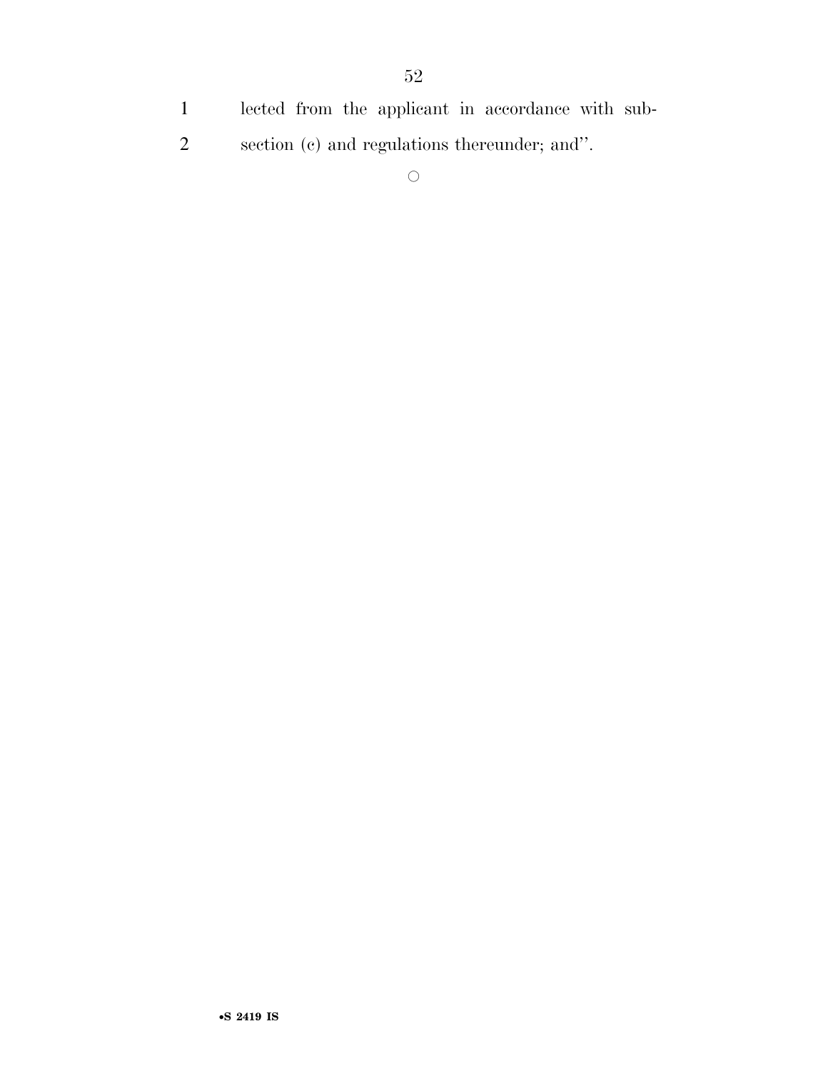lected from the applicant in accordance with subsection (c) and regulations thereunder; and''.

○